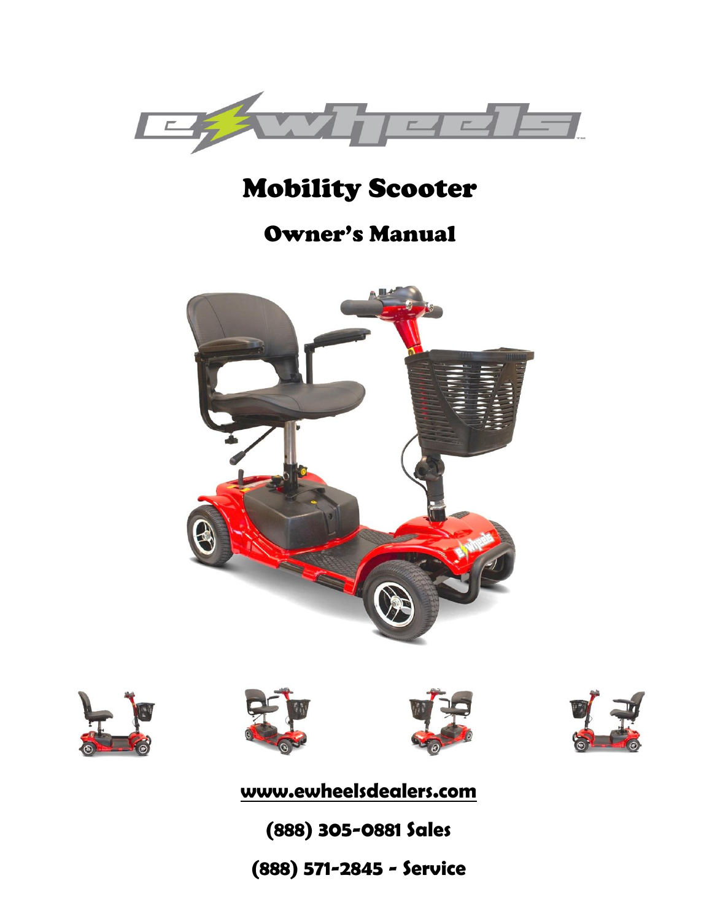# Mobility Scooter

## Owner's Manual

www.ewheelsdealers.com

(888) 305-0881 Sales

(888) 571-2845 - Service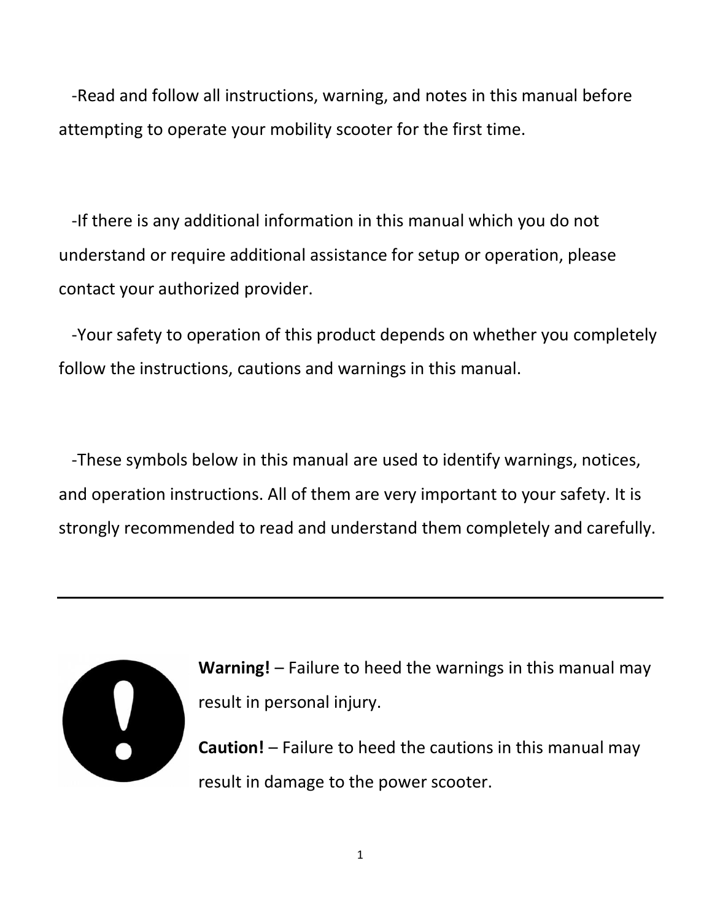-Read and follow all instructions, warning, and notes in this manual before attempting to operate your mobility scooter for the first time.

-If there is any additional information in this manual which you do not understand or require additional assistance for setup or operation, please contact your authorized provider.

-Your safety to operation of this product depends on whether you completely follow the instructions, cautions and warnings in this manual.

-These symbols below in this manual are used to identify warnings, notices, and operation instructions. All of them are very important to your safety. It is strongly recommended to read and understand them completely and carefully.

---

**Warning!** – Failure to heed the warnings in this manual may result in personal injury.

**Caution!** – Failure to heed the cautions in this manual may result in damage to the power scooter.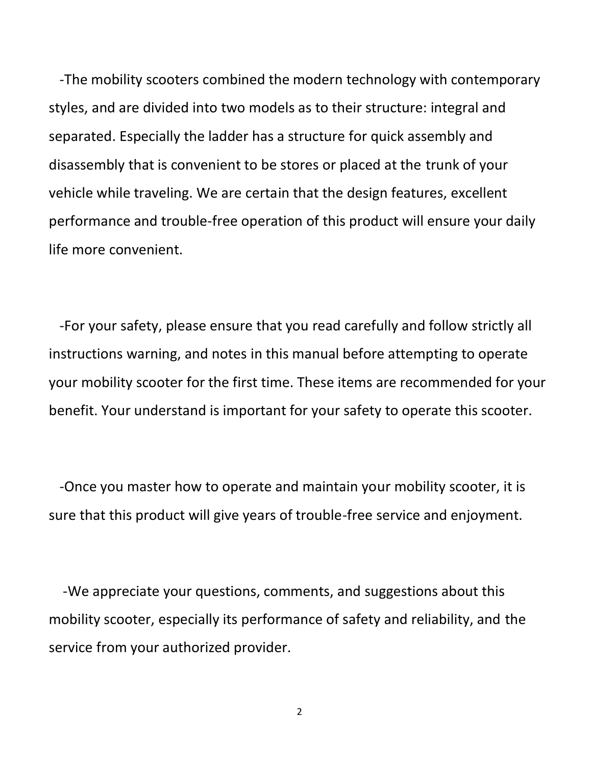-The mobility scooters combined the modern technology with contemporary styles, and are divided into two models as to their structure: integral and separated. Especially the ladder has a structure for quick assembly and disassembly that is convenient to be stores or placed at the trunk of your vehicle while traveling. We are certain that the design features, excellent performance and trouble-free operation of this product will ensure your daily life more convenient.

-For your safety, please ensure that you read carefully and follow strictly all instructions warning, and notes in this manual before attempting to operate your mobility scooter for the first time. These items are recommended for your benefit. Your understand is important for your safety to operate this scooter.

-Once you master how to operate and maintain your mobility scooter, it is sure that this product will give years of trouble-free service and enjoyment.

-We appreciate your questions, comments, and suggestions about this mobility scooter, especially its performance of safety and reliability, and the service from your authorized provider.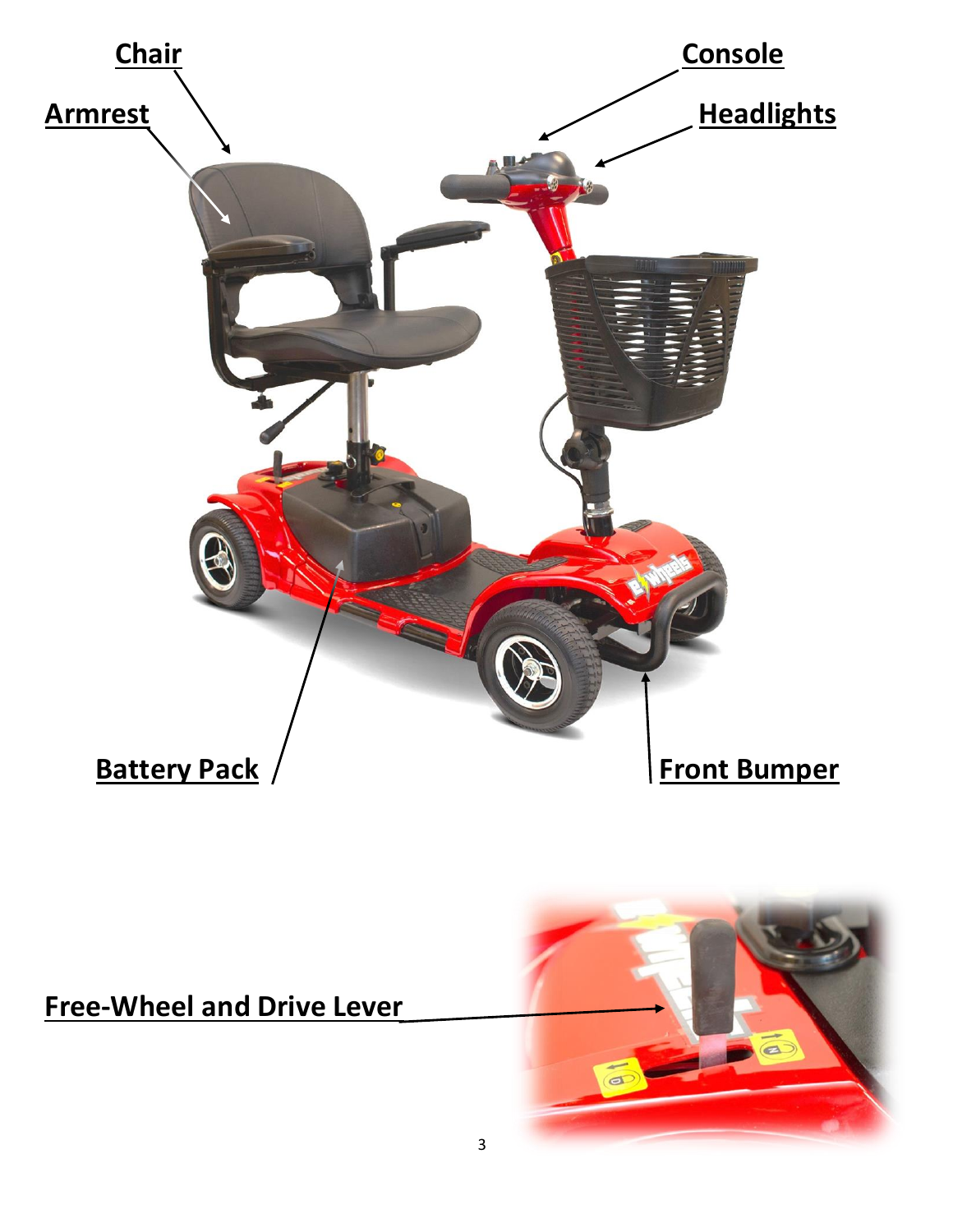**Chair**

**Armrest**

**Console**

**Headlights**

**Battery Pack**

**Front Bumper**

**Free-Wheel and Drive Lever**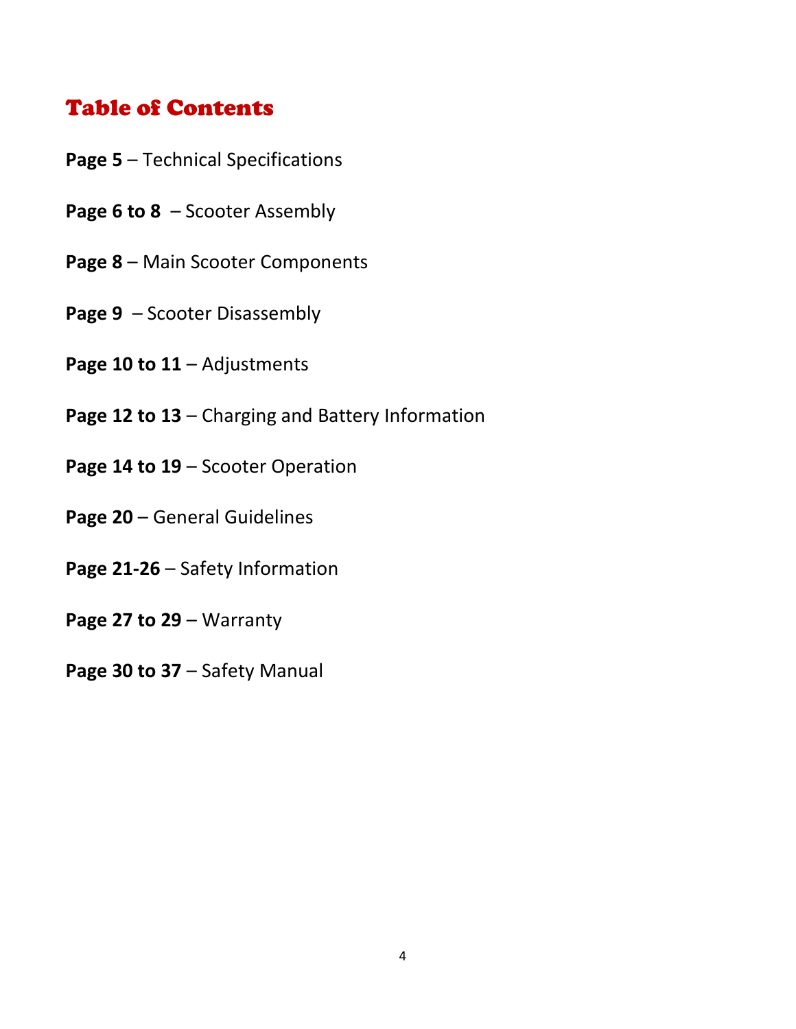# Table of Contents

**Page 5** – Technical Specifications

**Page 6 to 8** – Scooter Assembly

**Page 8** – Main Scooter Components

**Page 9** – Scooter Disassembly

**Page 10 to 11** – Adjustments

**Page 12 to 13** – Charging and Battery Information

**Page 14 to 19** – Scooter Operation

**Page 20** – General Guidelines

**Page 21-26** – Safety Information

**Page 27 to 29** – Warranty

**Page 30 to 37** – Safety Manual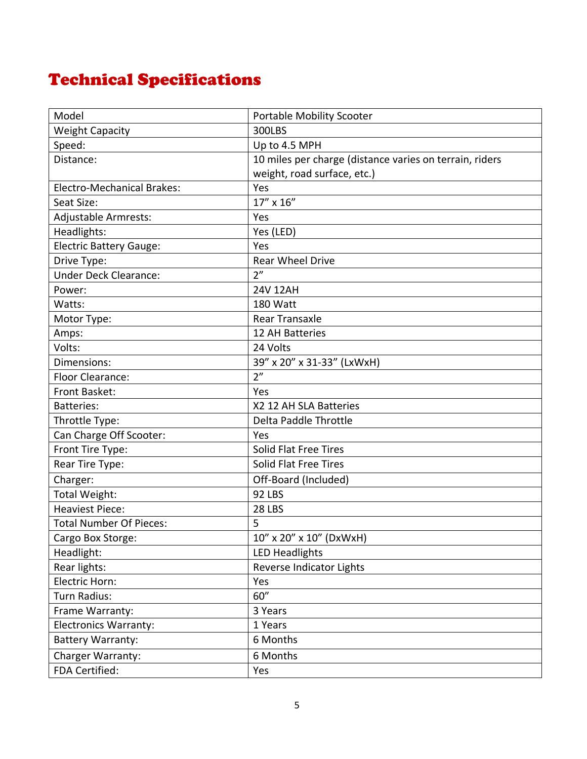# Technical Specifications

| Model | Portable Mobility Scooter |
|---|---|
| Weight Capacity | 300LBS |
| Speed: | Up to 4.5 MPH |
| Distance: | 10 miles per charge (distance varies on terrain, riders weight, road surface, etc.) |
| Electro-Mechanical Brakes: | Yes |
| Seat Size: | 17" x 16" |
| Adjustable Armrests: | Yes |
| Headlights: | Yes (LED) |
| Electric Battery Gauge: | Yes |
| Drive Type: | Rear Wheel Drive |
| Under Deck Clearance: | 2" |
| Power: | 24V 12AH |
| Watts: | 180 Watt |
| Motor Type: | Rear Transaxle |
| Amps: | 12 AH Batteries |
| Volts: | 24 Volts |
| Dimensions: | 39" x 20" x 31-33" (LxWxH) |
| Floor Clearance: | 2" |
| Front Basket: | Yes |
| Batteries: | X2 12 AH SLA Batteries |
| Throttle Type: | Delta Paddle Throttle |
| Can Charge Off Scooter: | Yes |
| Front Tire Type: | Solid Flat Free Tires |
| Rear Tire Type: | Solid Flat Free Tires |
| Charger: | Off-Board (Included) |
| Total Weight: | 92 LBS |
| Heaviest Piece: | 28 LBS |
| Total Number Of Pieces: | 5 |
| Cargo Box Storge: | 10" x 20" x 10" (DxWxH) |
| Headlight: | LED Headlights |
| Rear lights: | Reverse Indicator Lights |
| Electric Horn: | Yes |
| Turn Radius: | 60" |
| Frame Warranty: | 3 Years |
| Electronics Warranty: | 1 Years |
| Battery Warranty: | 6 Months |
| Charger Warranty: | 6 Months |
| FDA Certified: | Yes |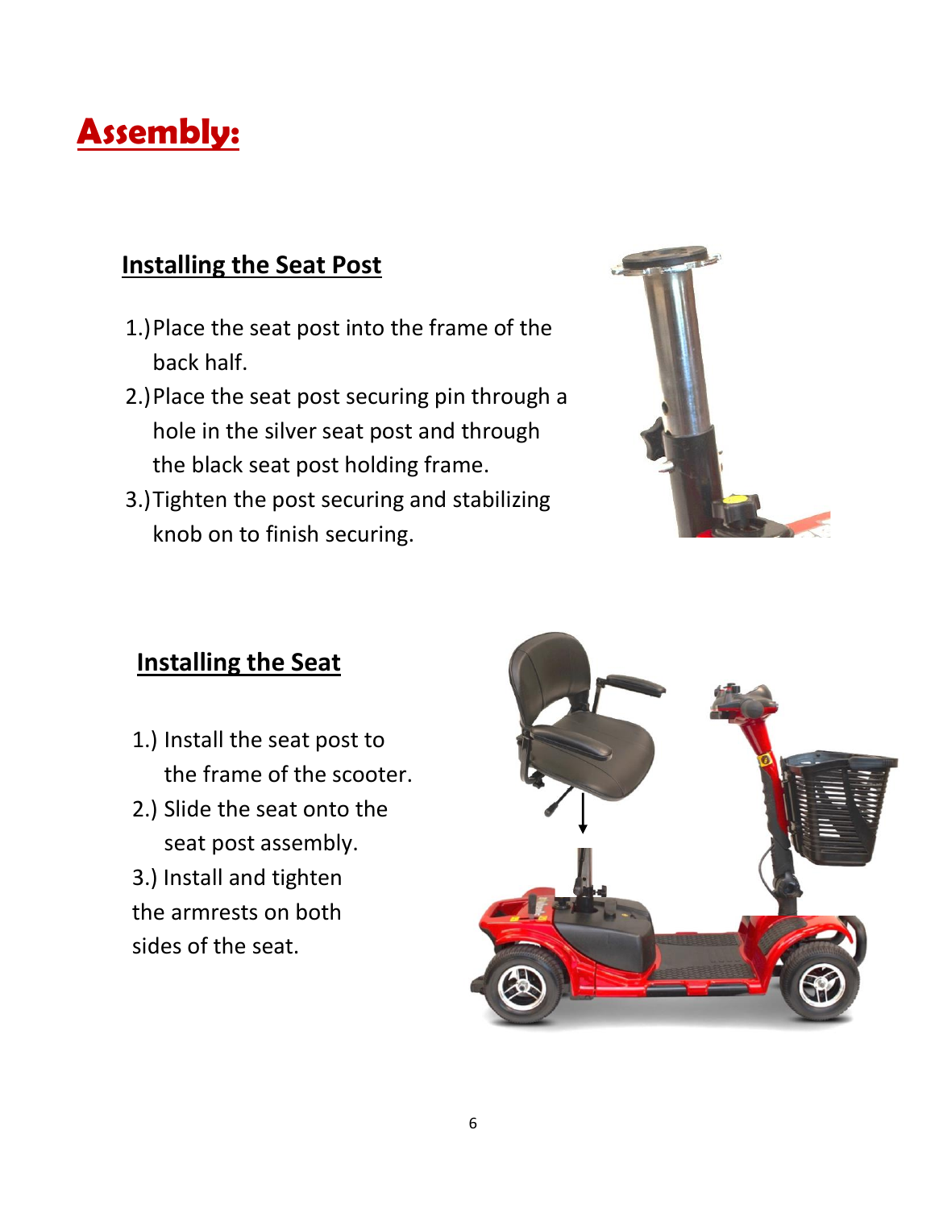# Assembly:

## Installing the Seat Post

1.) Place the seat post into the frame of the back half.
2.) Place the seat post securing pin through a hole in the silver seat post and through the black seat post holding frame.
3.) Tighten the post securing and stabilizing knob on to finish securing.

## Installing the Seat

1.) Install the seat post to the frame of the scooter.
2.) Slide the seat onto the seat post assembly.
3.) Install and tighten the armrests on both sides of the seat.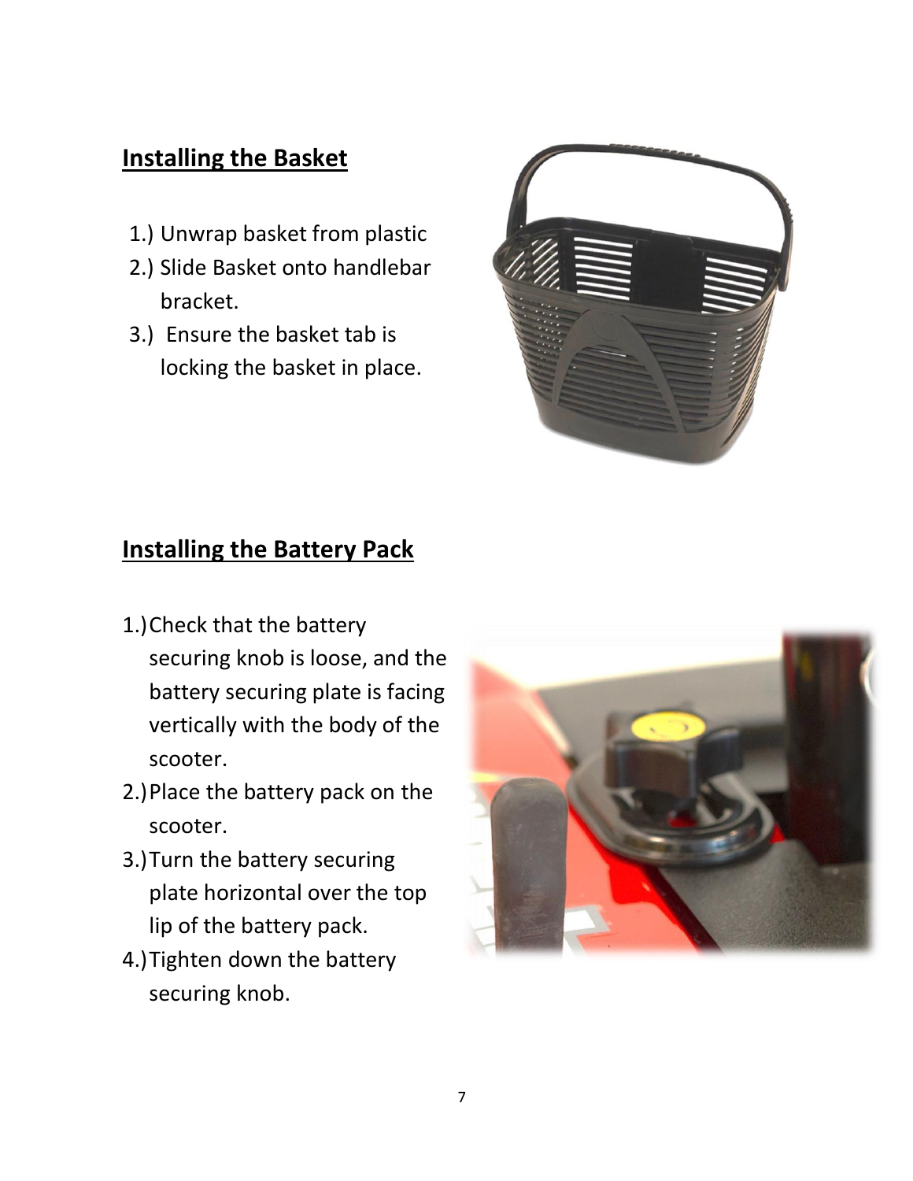## Installing the Basket

1.) Unwrap basket from plastic
2.) Slide Basket onto handlebar bracket.
3.) Ensure the basket tab is locking the basket in place.

## Installing the Battery Pack

1.) Check that the battery securing knob is loose, and the battery securing plate is facing vertically with the body of the scooter.
2.) Place the battery pack on the scooter.
3.) Turn the battery securing plate horizontal over the top lip of the battery pack.
4.) Tighten down the battery securing knob.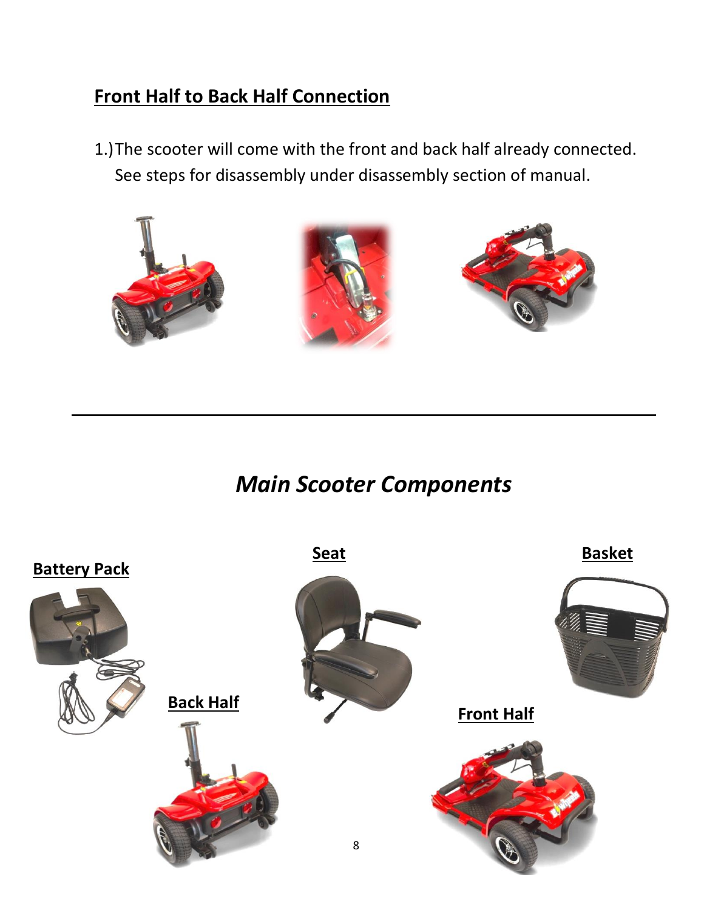## Front Half to Back Half Connection

1.) The scooter will come with the front and back half already connected. See steps for disassembly under disassembly section of manual.

# *Main Scooter Components*

**Battery Pack**

**Seat**

**Basket**

**Back Half**

**Front Half**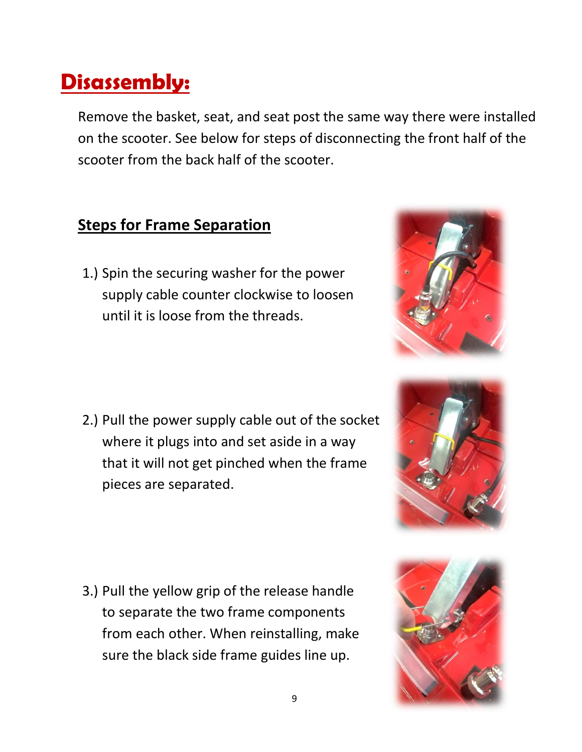# Disassembly:

Remove the basket, seat, and seat post the same way there were installed on the scooter. See below for steps of disconnecting the front half of the scooter from the back half of the scooter.

## Steps for Frame Separation

1.) Spin the securing washer for the power supply cable counter clockwise to loosen until it is loose from the threads.

2.) Pull the power supply cable out of the socket where it plugs into and set aside in a way that it will not get pinched when the frame pieces are separated.

3.) Pull the yellow grip of the release handle to separate the two frame components from each other. When reinstalling, make sure the black side frame guides line up.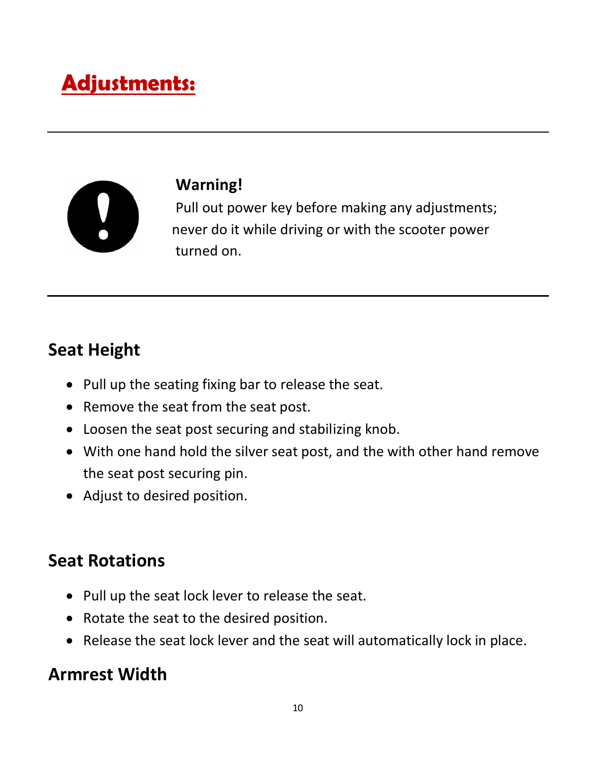# Adjustments:

---

**Warning!**

Pull out power key before making any adjustments; never do it while driving or with the scooter power turned on.

---

## Seat Height

- Pull up the seating fixing bar to release the seat.
- Remove the seat from the seat post.
- Loosen the seat post securing and stabilizing knob.
- With one hand hold the silver seat post, and the with other hand remove the seat post securing pin.
- Adjust to desired position.

## Seat Rotations

- Pull up the seat lock lever to release the seat.
- Rotate the seat to the desired position.
- Release the seat lock lever and the seat will automatically lock in place.

## Armrest Width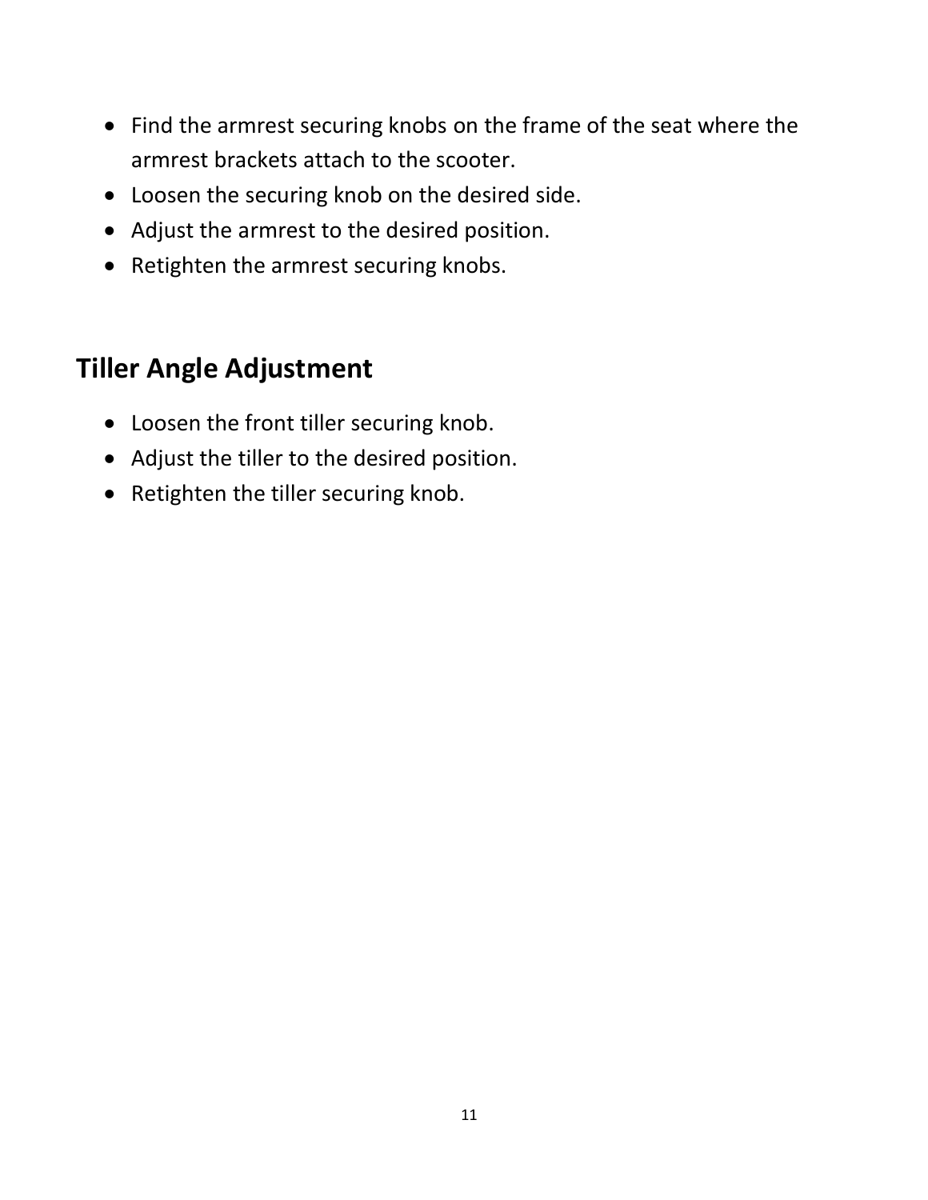- Find the armrest securing knobs on the frame of the seat where the armrest brackets attach to the scooter.
- Loosen the securing knob on the desired side.
- Adjust the armrest to the desired position.
- Retighten the armrest securing knobs.

## Tiller Angle Adjustment

- Loosen the front tiller securing knob.
- Adjust the tiller to the desired position.
- Retighten the tiller securing knob.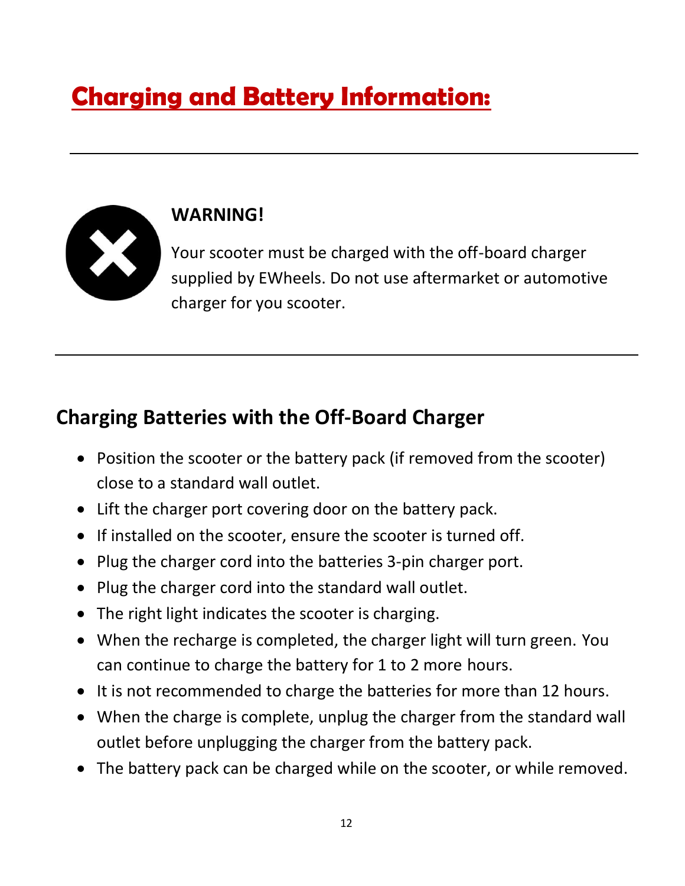# Charging and Battery Information:

---

**WARNING!**

Your scooter must be charged with the off-board charger supplied by EWheels. Do not use aftermarket or automotive charger for you scooter.

---

## Charging Batteries with the Off-Board Charger

- Position the scooter or the battery pack (if removed from the scooter) close to a standard wall outlet.
- Lift the charger port covering door on the battery pack.
- If installed on the scooter, ensure the scooter is turned off.
- Plug the charger cord into the batteries 3-pin charger port.
- Plug the charger cord into the standard wall outlet.
- The right light indicates the scooter is charging.
- When the recharge is completed, the charger light will turn green. You can continue to charge the battery for 1 to 2 more hours.
- It is not recommended to charge the batteries for more than 12 hours.
- When the charge is complete, unplug the charger from the standard wall outlet before unplugging the charger from the battery pack.
- The battery pack can be charged while on the scooter, or while removed.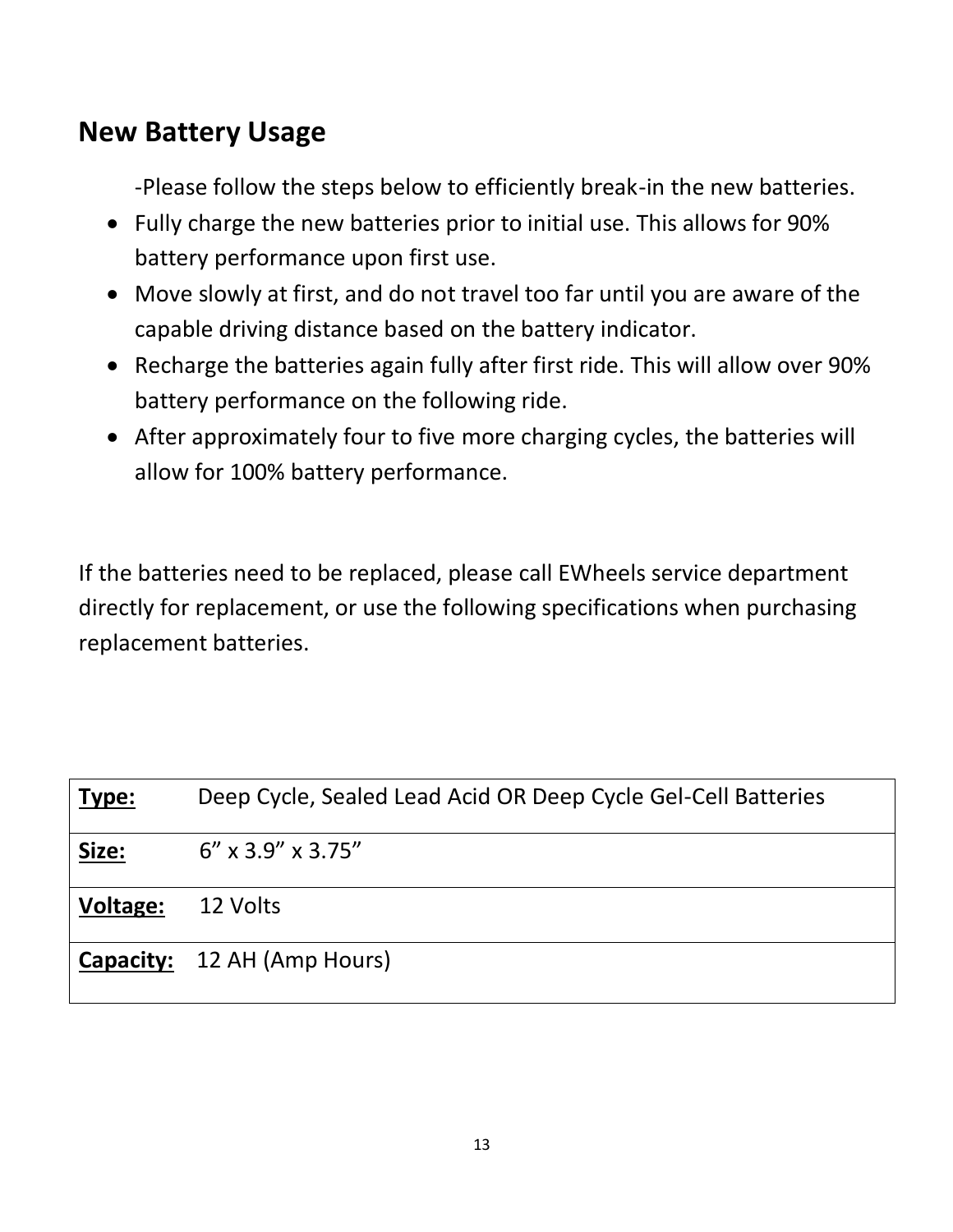## New Battery Usage

-Please follow the steps below to efficiently break-in the new batteries.

- Fully charge the new batteries prior to initial use. This allows for 90% battery performance upon first use.
- Move slowly at first, and do not travel too far until you are aware of the capable driving distance based on the battery indicator.
- Recharge the batteries again fully after first ride. This will allow over 90% battery performance on the following ride.
- After approximately four to five more charging cycles, the batteries will allow for 100% battery performance.

If the batteries need to be replaced, please call EWheels service department directly for replacement, or use the following specifications when purchasing replacement batteries.

| **Type:** | Deep Cycle, Sealed Lead Acid OR Deep Cycle Gel-Cell Batteries |
|---|---|
| **Size:** | 6” x 3.9” x 3.75” |
| **Voltage:** | 12 Volts |
| **Capacity:** | 12 AH (Amp Hours) |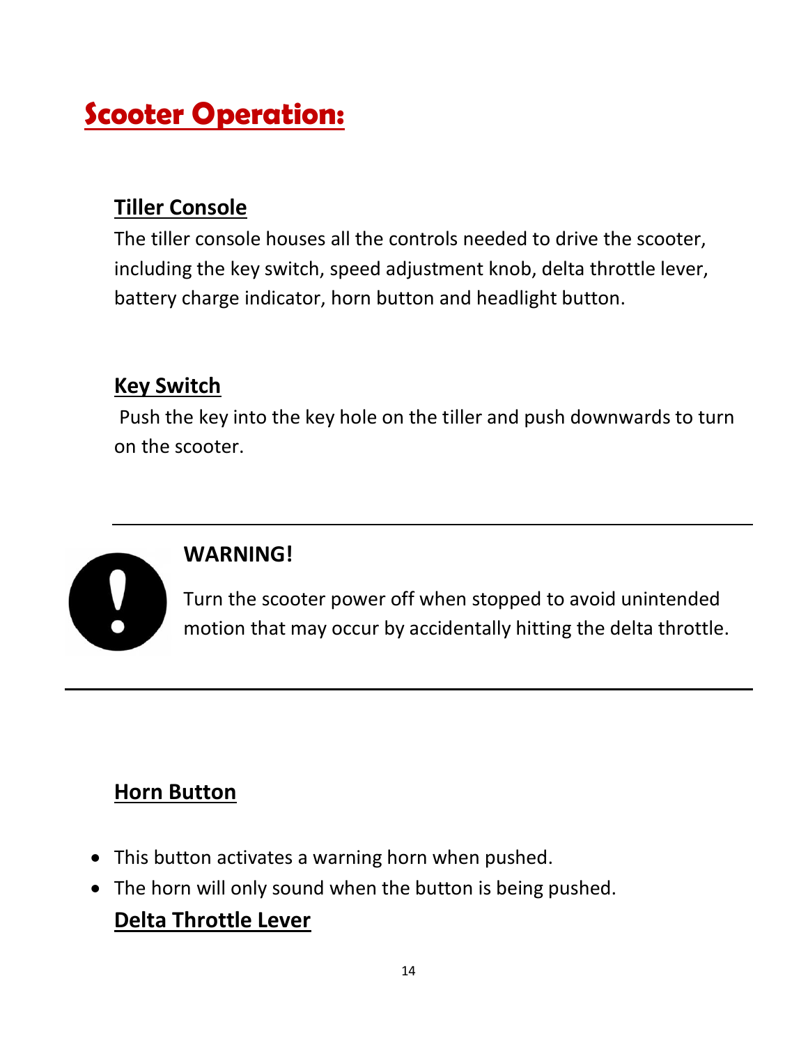# Scooter Operation:

## Tiller Console

The tiller console houses all the controls needed to drive the scooter, including the key switch, speed adjustment knob, delta throttle lever, battery charge indicator, horn button and headlight button.

## Key Switch

Push the key into the key hole on the tiller and push downwards to turn on the scooter.

---

**WARNING!**

Turn the scooter power off when stopped to avoid unintended motion that may occur by accidentally hitting the delta throttle.

---

## Horn Button

- This button activates a warning horn when pushed.
- The horn will only sound when the button is being pushed.

## Delta Throttle Lever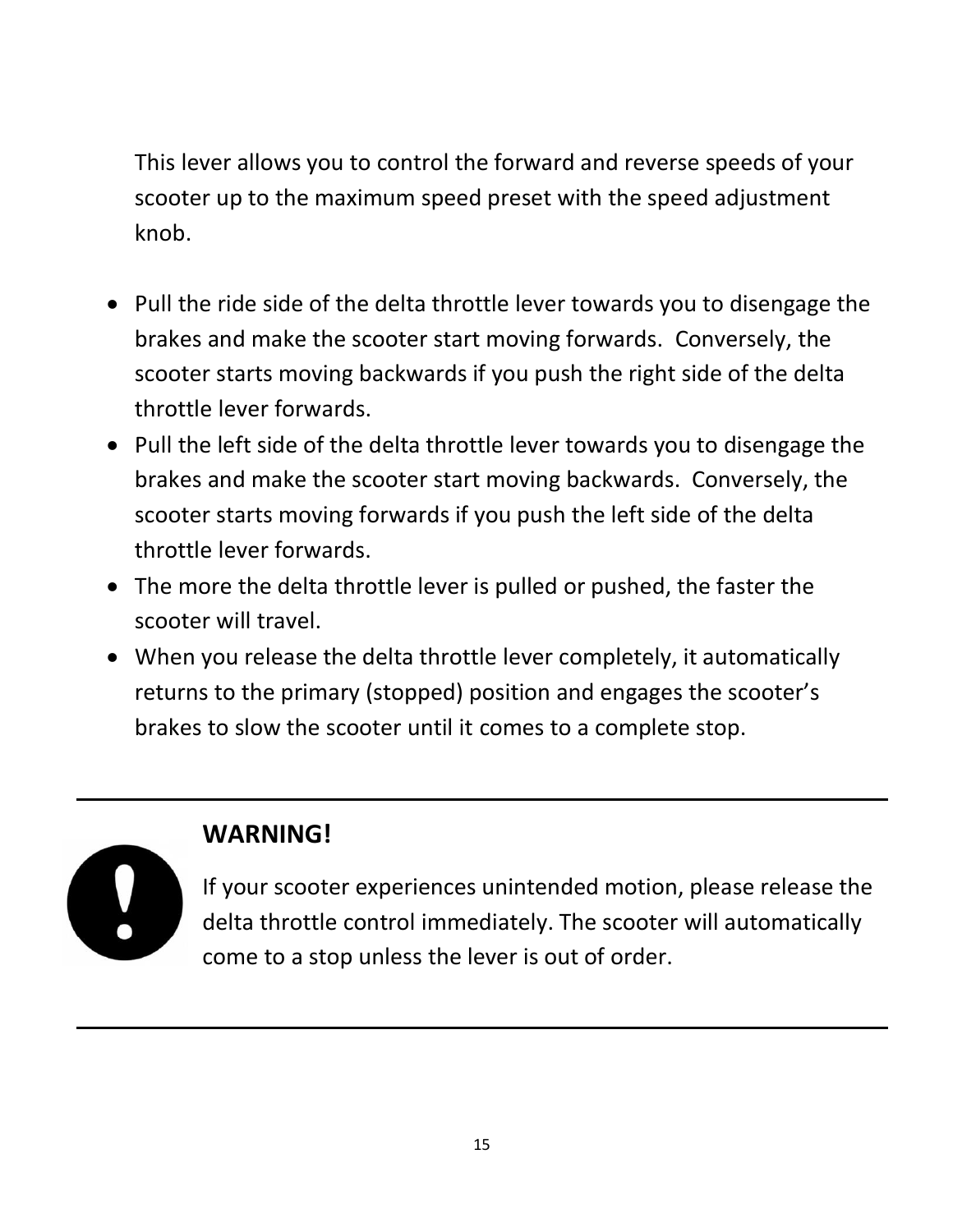This lever allows you to control the forward and reverse speeds of your scooter up to the maximum speed preset with the speed adjustment knob.

- Pull the ride side of the delta throttle lever towards you to disengage the brakes and make the scooter start moving forwards. Conversely, the scooter starts moving backwards if you push the right side of the delta throttle lever forwards.
- Pull the left side of the delta throttle lever towards you to disengage the brakes and make the scooter start moving backwards. Conversely, the scooter starts moving forwards if you push the left side of the delta throttle lever forwards.
- The more the delta throttle lever is pulled or pushed, the faster the scooter will travel.
- When you release the delta throttle lever completely, it automatically returns to the primary (stopped) position and engages the scooter's brakes to slow the scooter until it comes to a complete stop.

---

**WARNING!**

If your scooter experiences unintended motion, please release the delta throttle control immediately. The scooter will automatically come to a stop unless the lever is out of order.

---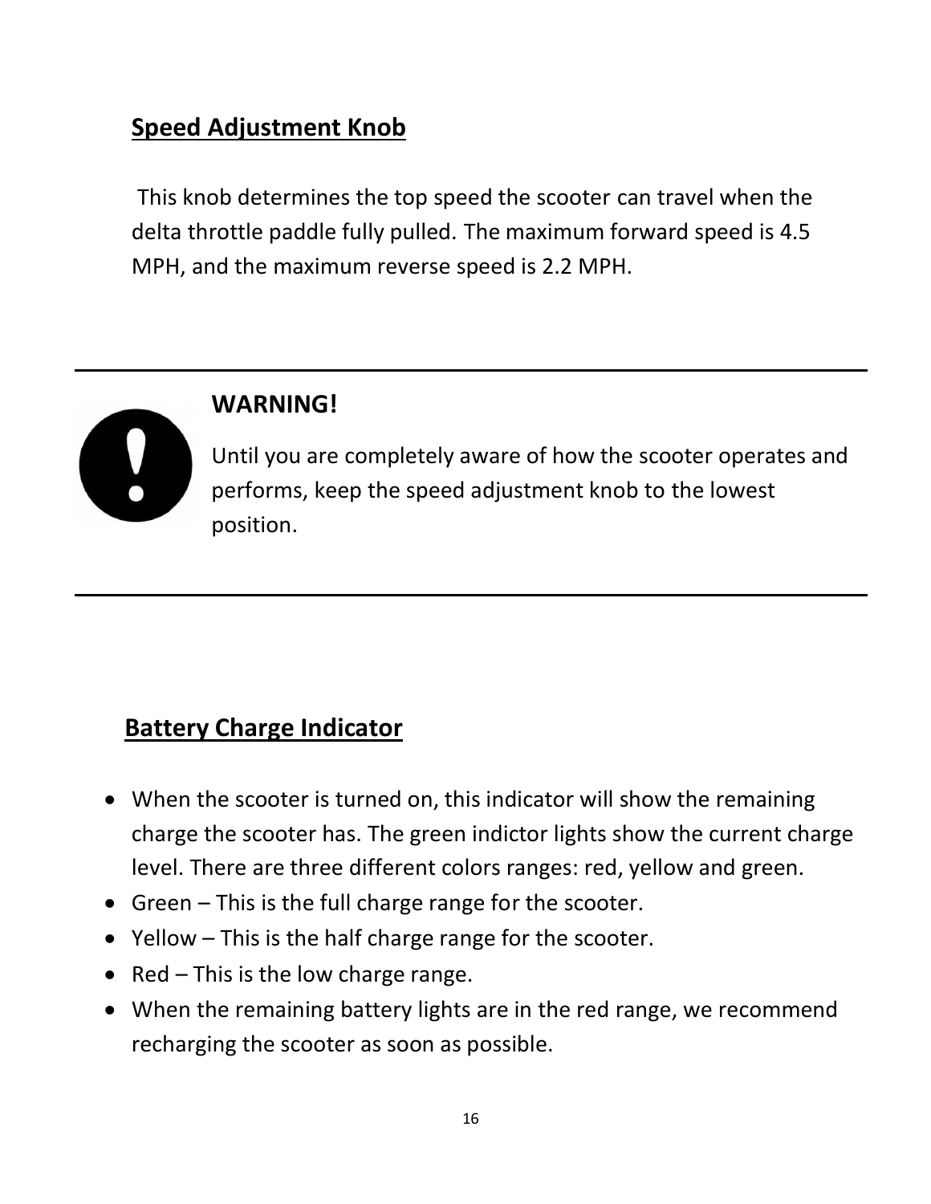## Speed Adjustment Knob

This knob determines the top speed the scooter can travel when the delta throttle paddle fully pulled. The maximum forward speed is 4.5 MPH, and the maximum reverse speed is 2.2 MPH.

---

**WARNING!**

Until you are completely aware of how the scooter operates and performs, keep the speed adjustment knob to the lowest position.

---

## Battery Charge Indicator

- When the scooter is turned on, this indicator will show the remaining charge the scooter has. The green indictor lights show the current charge level. There are three different colors ranges: red, yellow and green.
- Green – This is the full charge range for the scooter.
- Yellow – This is the half charge range for the scooter.
- Red – This is the low charge range.
- When the remaining battery lights are in the red range, we recommend recharging the scooter as soon as possible.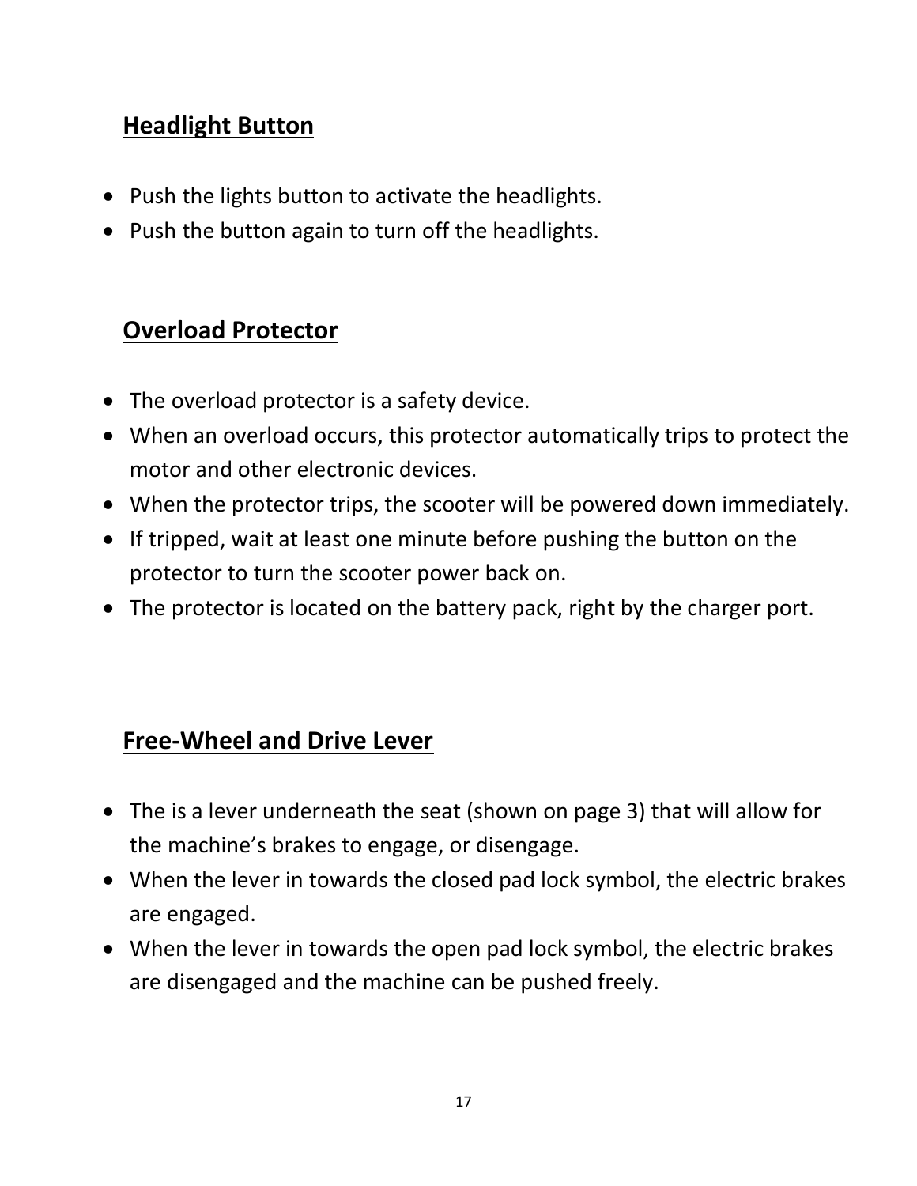## Headlight Button

- Push the lights button to activate the headlights.
- Push the button again to turn off the headlights.

## Overload Protector

- The overload protector is a safety device.
- When an overload occurs, this protector automatically trips to protect the motor and other electronic devices.
- When the protector trips, the scooter will be powered down immediately.
- If tripped, wait at least one minute before pushing the button on the protector to turn the scooter power back on.
- The protector is located on the battery pack, right by the charger port.

## Free-Wheel and Drive Lever

- The is a lever underneath the seat (shown on page 3) that will allow for the machine's brakes to engage, or disengage.
- When the lever in towards the closed pad lock symbol, the electric brakes are engaged.
- When the lever in towards the open pad lock symbol, the electric brakes are disengaged and the machine can be pushed freely.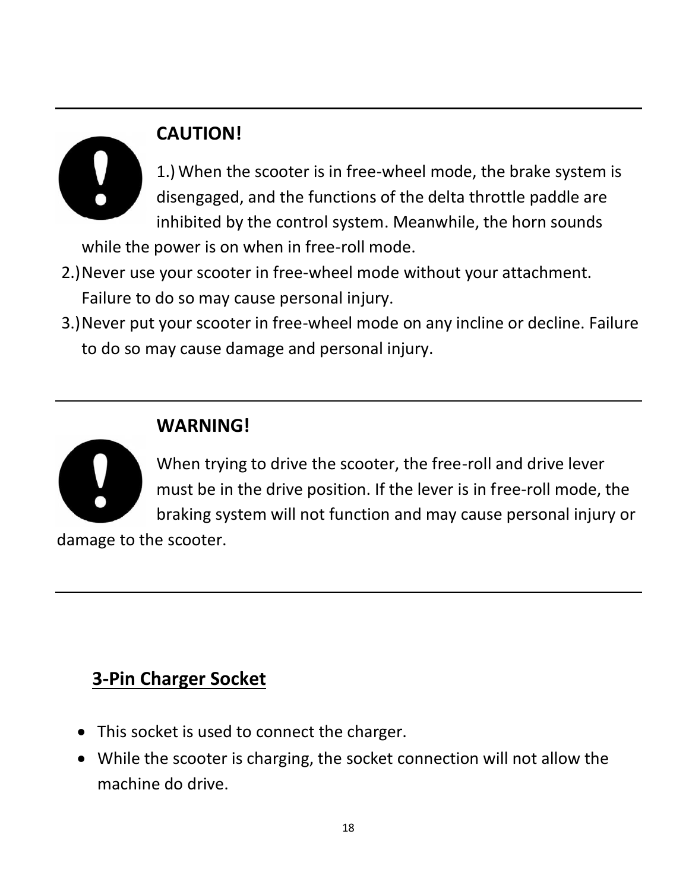---

**CAUTION!**

1.) When the scooter is in free-wheel mode, the brake system is disengaged, and the functions of the delta throttle paddle are inhibited by the control system. Meanwhile, the horn sounds while the power is on when in free-roll mode.

2.) Never use your scooter in free-wheel mode without your attachment. Failure to do so may cause personal injury.

3.) Never put your scooter in free-wheel mode on any incline or decline. Failure to do so may cause damage and personal injury.

---

**WARNING!**

When trying to drive the scooter, the free-roll and drive lever must be in the drive position. If the lever is in free-roll mode, the braking system will not function and may cause personal injury or damage to the scooter.

---

## 3-Pin Charger Socket

- This socket is used to connect the charger.
- While the scooter is charging, the socket connection will not allow the machine do drive.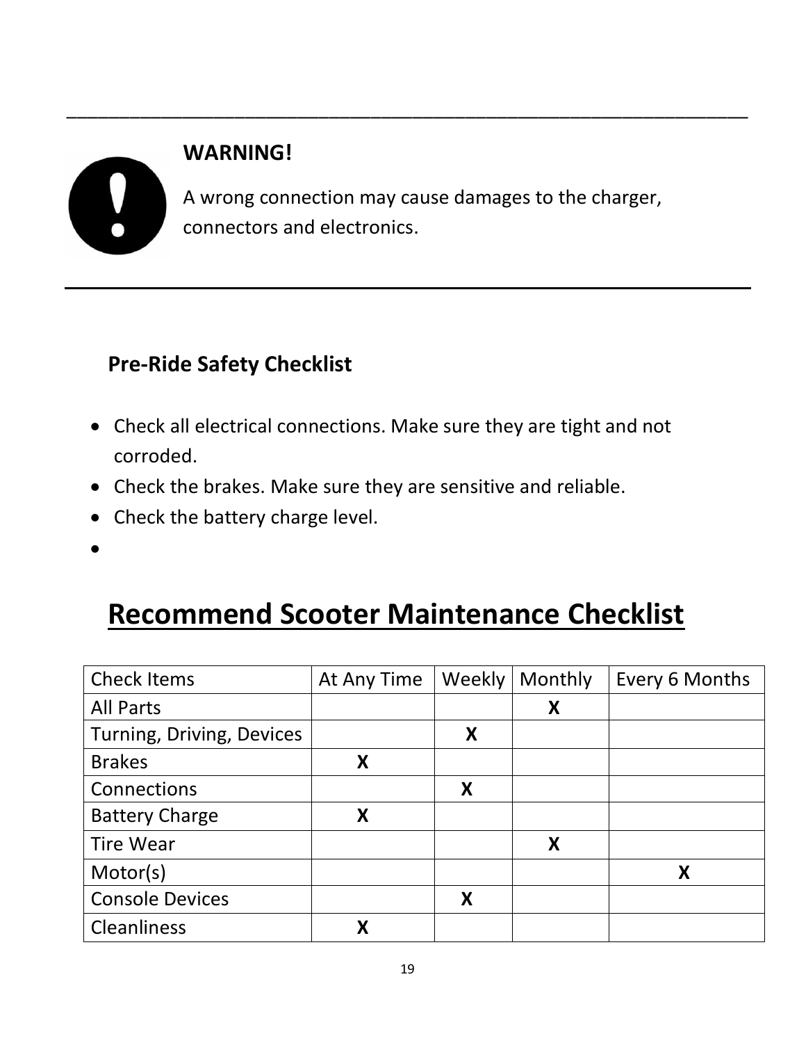---

**WARNING!**

A wrong connection may cause damages to the charger, connectors and electronics.

---

### Pre-Ride Safety Checklist

- Check all electrical connections. Make sure they are tight and not corroded.
- Check the brakes. Make sure they are sensitive and reliable.
- Check the battery charge level.
- 

## Recommend Scooter Maintenance Checklist

| Check Items | At Any Time | Weekly | Monthly | Every 6 Months |
|---|---|---|---|---|
| All Parts | | | **X** | |
| Turning, Driving, Devices | | **X** | | |
| Brakes | **X** | | | |
| Connections | | **X** | | |
| Battery Charge | **X** | | | |
| Tire Wear | | | **X** | |
| Motor(s) | | | | **X** |
| Console Devices | | **X** | | |
| Cleanliness | **X** | | | |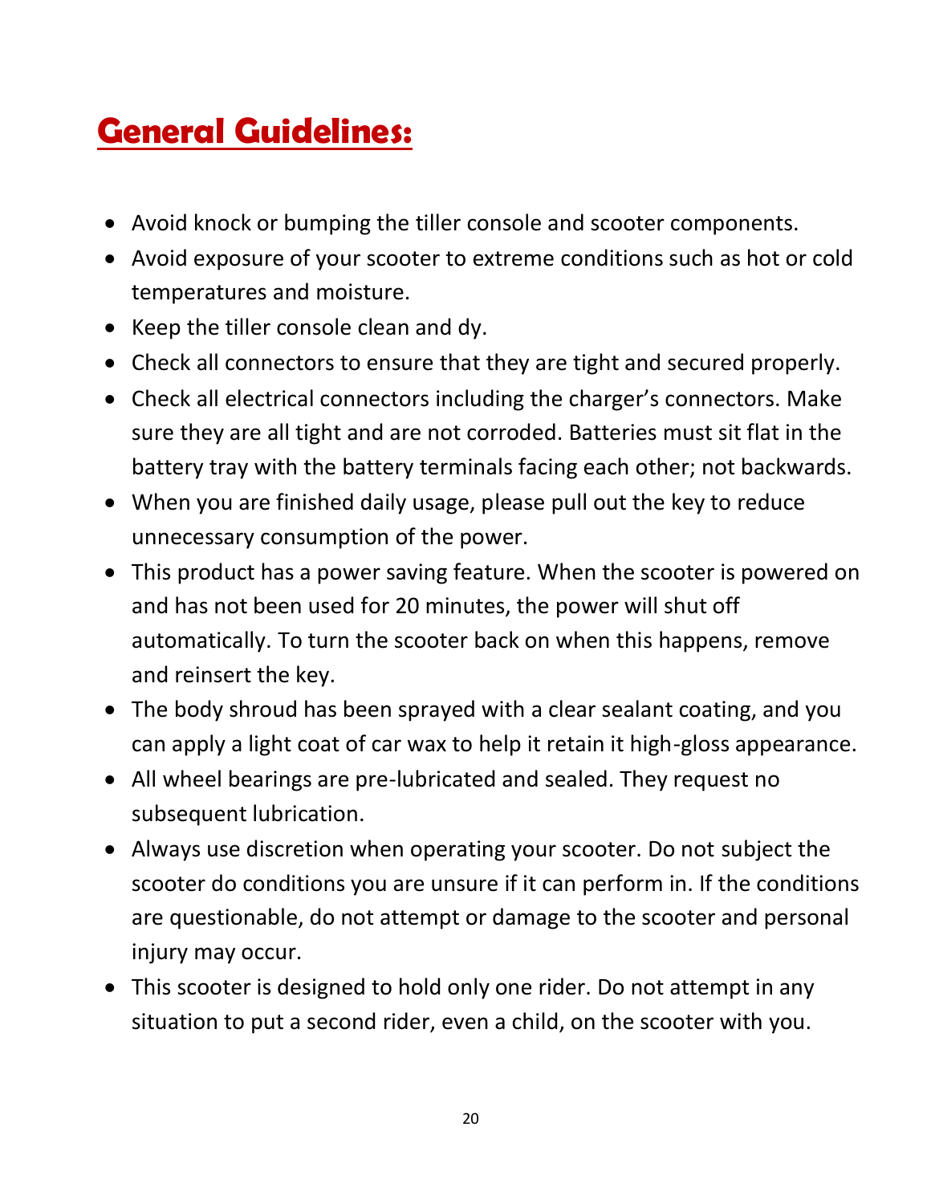# General Guidelines:

- Avoid knock or bumping the tiller console and scooter components.
- Avoid exposure of your scooter to extreme conditions such as hot or cold temperatures and moisture.
- Keep the tiller console clean and dy.
- Check all connectors to ensure that they are tight and secured properly.
- Check all electrical connectors including the charger's connectors. Make sure they are all tight and are not corroded. Batteries must sit flat in the battery tray with the battery terminals facing each other; not backwards.
- When you are finished daily usage, please pull out the key to reduce unnecessary consumption of the power.
- This product has a power saving feature. When the scooter is powered on and has not been used for 20 minutes, the power will shut off automatically. To turn the scooter back on when this happens, remove and reinsert the key.
- The body shroud has been sprayed with a clear sealant coating, and you can apply a light coat of car wax to help it retain it high-gloss appearance.
- All wheel bearings are pre-lubricated and sealed. They request no subsequent lubrication.
- Always use discretion when operating your scooter. Do not subject the scooter do conditions you are unsure if it can perform in. If the conditions are questionable, do not attempt or damage to the scooter and personal injury may occur.
- This scooter is designed to hold only one rider. Do not attempt in any situation to put a second rider, even a child, on the scooter with you.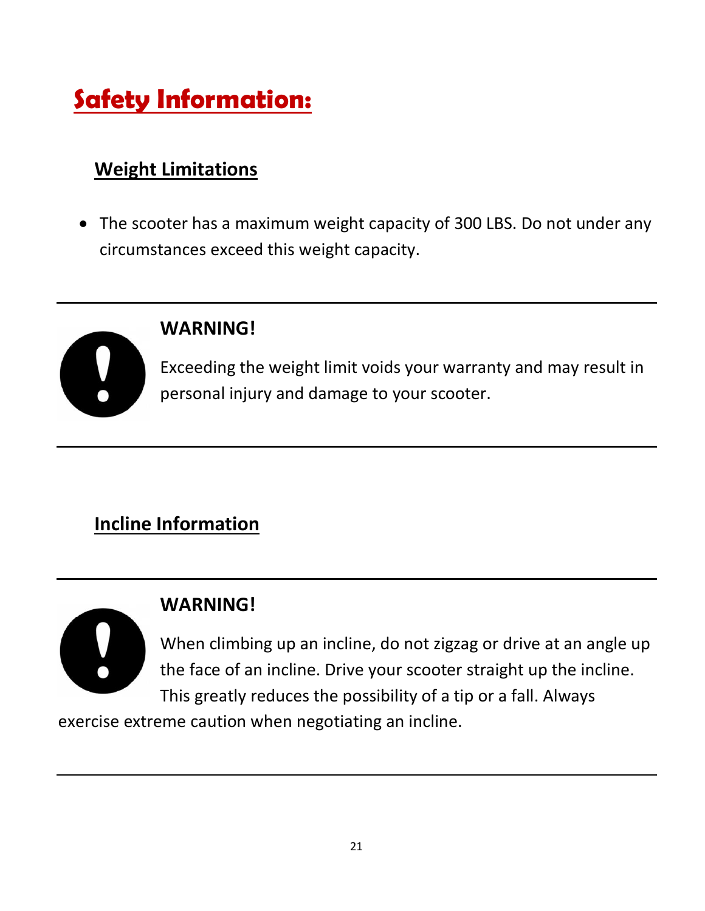# Safety Information:

## Weight Limitations

- The scooter has a maximum weight capacity of 300 LBS. Do not under any circumstances exceed this weight capacity.

---

**WARNING!**

Exceeding the weight limit voids your warranty and may result in personal injury and damage to your scooter.

---

## Incline Information

---

**WARNING!**

When climbing up an incline, do not zigzag or drive at an angle up the face of an incline. Drive your scooter straight up the incline. This greatly reduces the possibility of a tip or a fall. Always exercise extreme caution when negotiating an incline.

---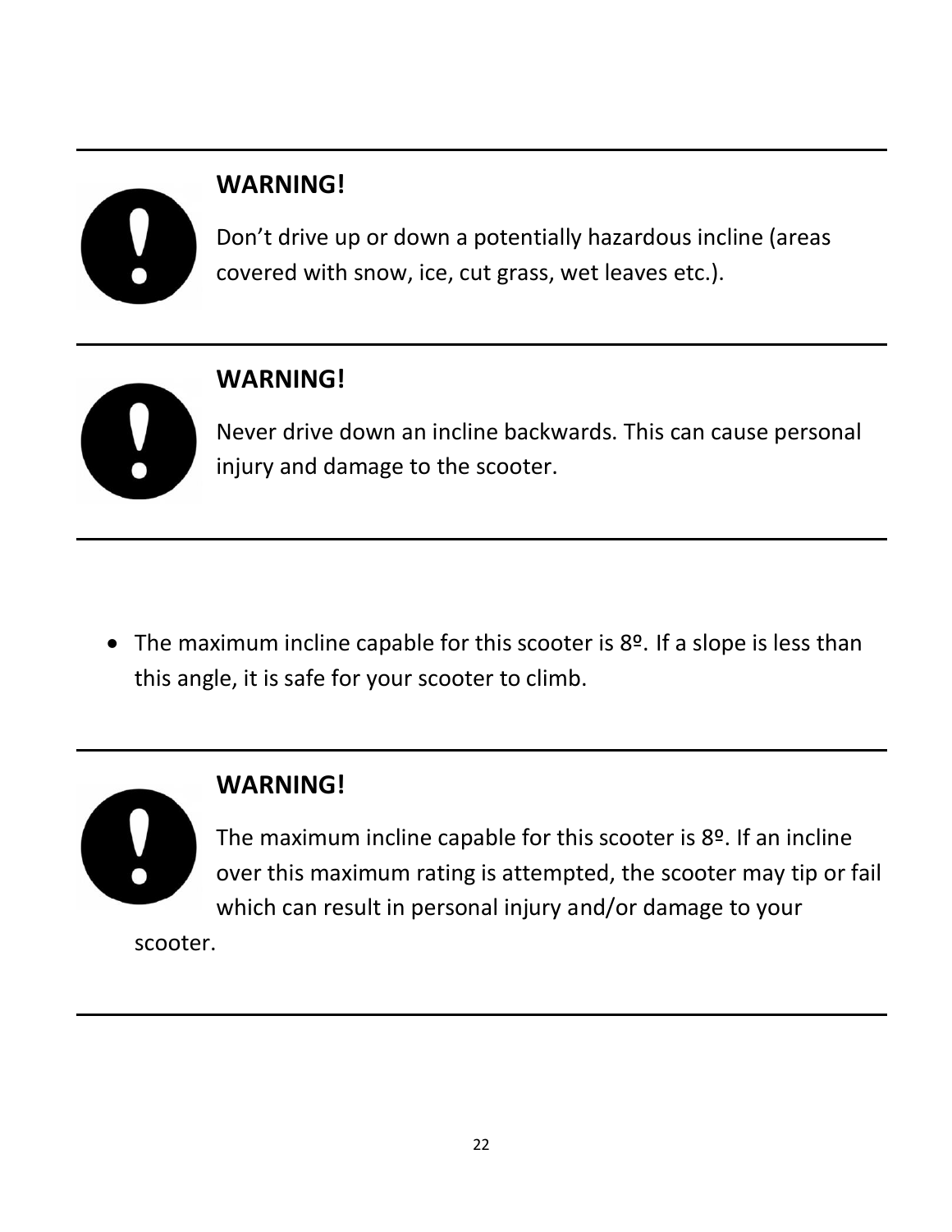**WARNING!**

Don't drive up or down a potentially hazardous incline (areas covered with snow, ice, cut grass, wet leaves etc.).

---

**WARNING!**

Never drive down an incline backwards. This can cause personal injury and damage to the scooter.

---

- The maximum incline capable for this scooter is 8º. If a slope is less than this angle, it is safe for your scooter to climb.

---

**WARNING!**

The maximum incline capable for this scooter is 8º. If an incline over this maximum rating is attempted, the scooter may tip or fail which can result in personal injury and/or damage to your scooter.

---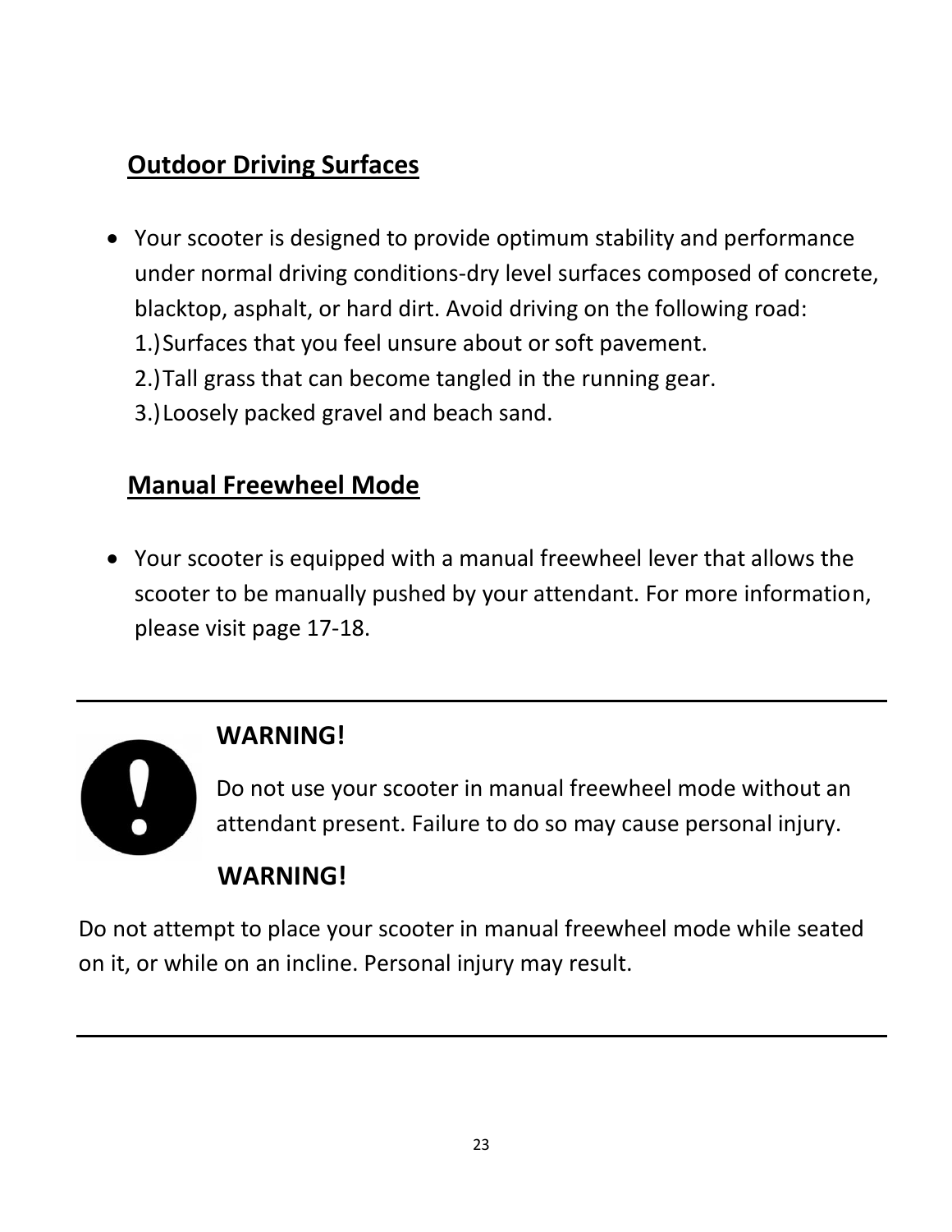## Outdoor Driving Surfaces

- Your scooter is designed to provide optimum stability and performance under normal driving conditions-dry level surfaces composed of concrete, blacktop, asphalt, or hard dirt. Avoid driving on the following road:
  1.) Surfaces that you feel unsure about or soft pavement.
  2.) Tall grass that can become tangled in the running gear.
  3.) Loosely packed gravel and beach sand.

## Manual Freewheel Mode

- Your scooter is equipped with a manual freewheel lever that allows the scooter to be manually pushed by your attendant. For more information, please visit page 17-18.

---

**WARNING!**

Do not use your scooter in manual freewheel mode without an attendant present. Failure to do so may cause personal injury.

**WARNING!**

Do not attempt to place your scooter in manual freewheel mode while seated on it, or while on an incline. Personal injury may result.

---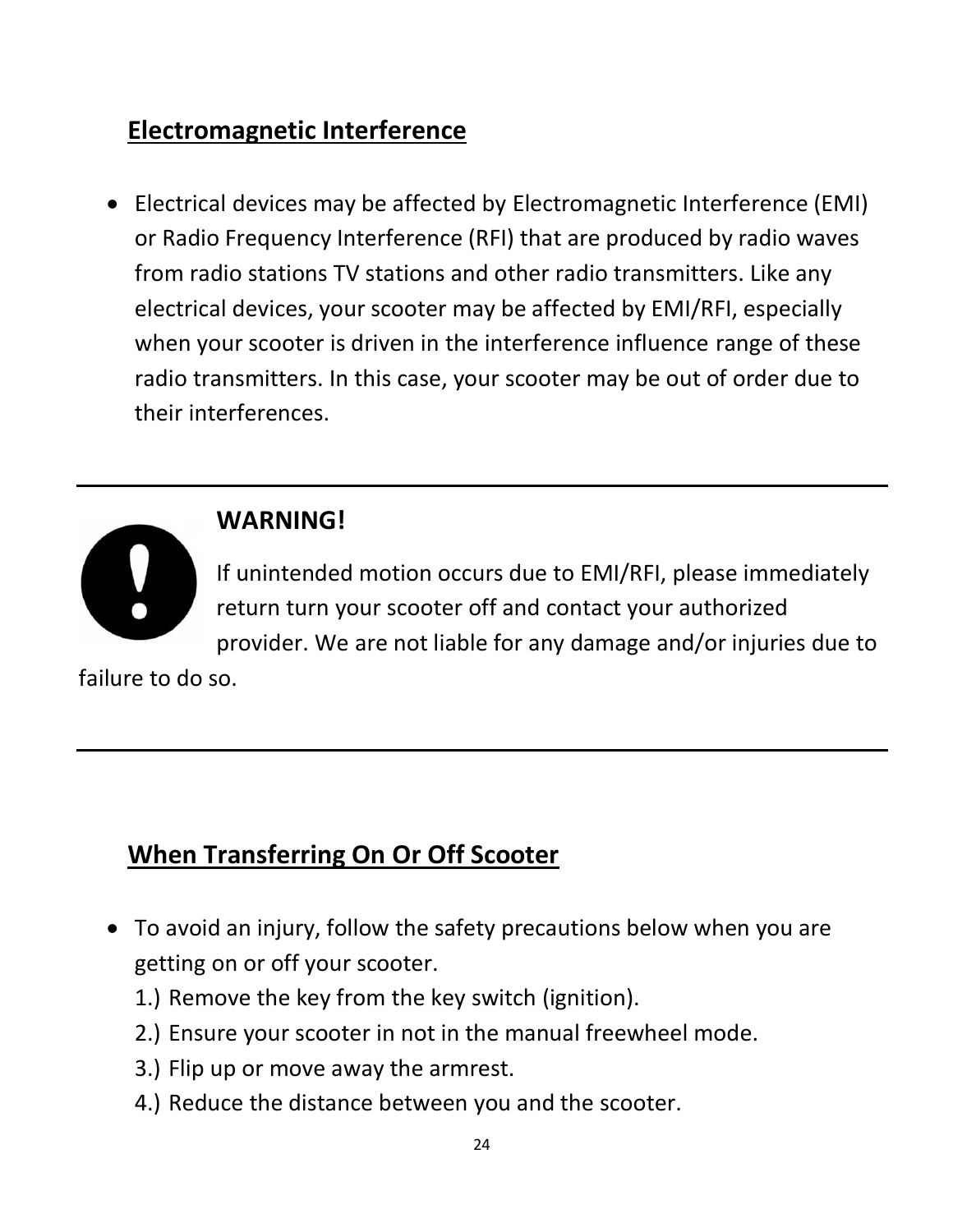## Electromagnetic Interference

- Electrical devices may be affected by Electromagnetic Interference (EMI) or Radio Frequency Interference (RFI) that are produced by radio waves from radio stations TV stations and other radio transmitters. Like any electrical devices, your scooter may be affected by EMI/RFI, especially when your scooter is driven in the interference influence range of these radio transmitters. In this case, your scooter may be out of order due to their interferences.

---

**WARNING!**

If unintended motion occurs due to EMI/RFI, please immediately return turn your scooter off and contact your authorized provider. We are not liable for any damage and/or injuries due to failure to do so.

---

## When Transferring On Or Off Scooter

- To avoid an injury, follow the safety precautions below when you are getting on or off your scooter.
  1.) Remove the key from the key switch (ignition).
  2.) Ensure your scooter in not in the manual freewheel mode.
  3.) Flip up or move away the armrest.
  4.) Reduce the distance between you and the scooter.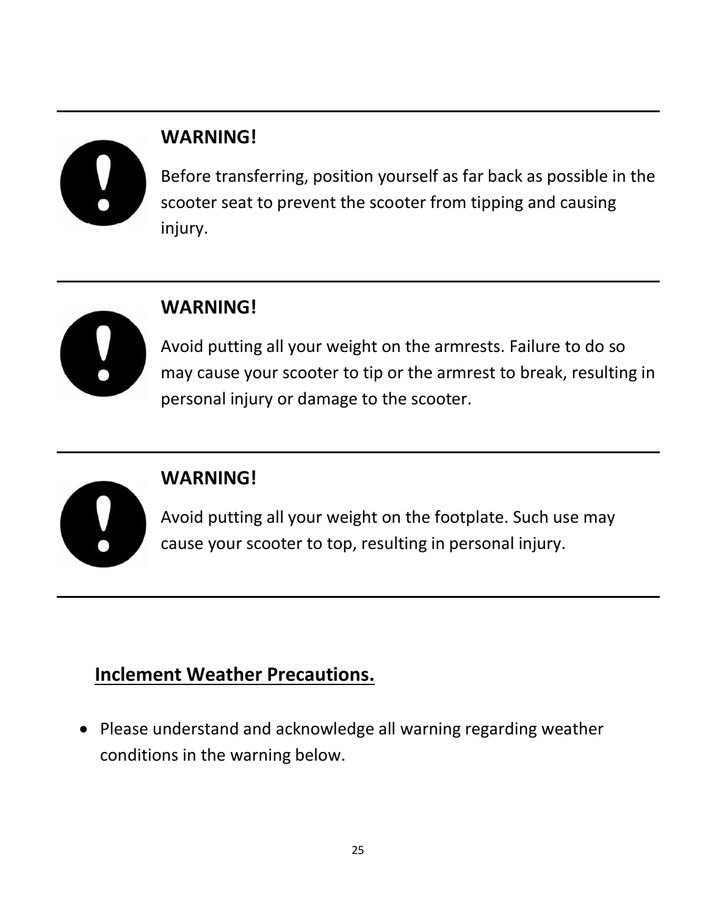**WARNING!**

Before transferring, position yourself as far back as possible in the scooter seat to prevent the scooter from tipping and causing injury.

---

**WARNING!**

Avoid putting all your weight on the armrests. Failure to do so may cause your scooter to tip or the armrest to break, resulting in personal injury or damage to the scooter.

---

**WARNING!**

Avoid putting all your weight on the footplate. Such use may cause your scooter to top, resulting in personal injury.

---

## Inclement Weather Precautions.

- Please understand and acknowledge all warning regarding weather conditions in the warning below.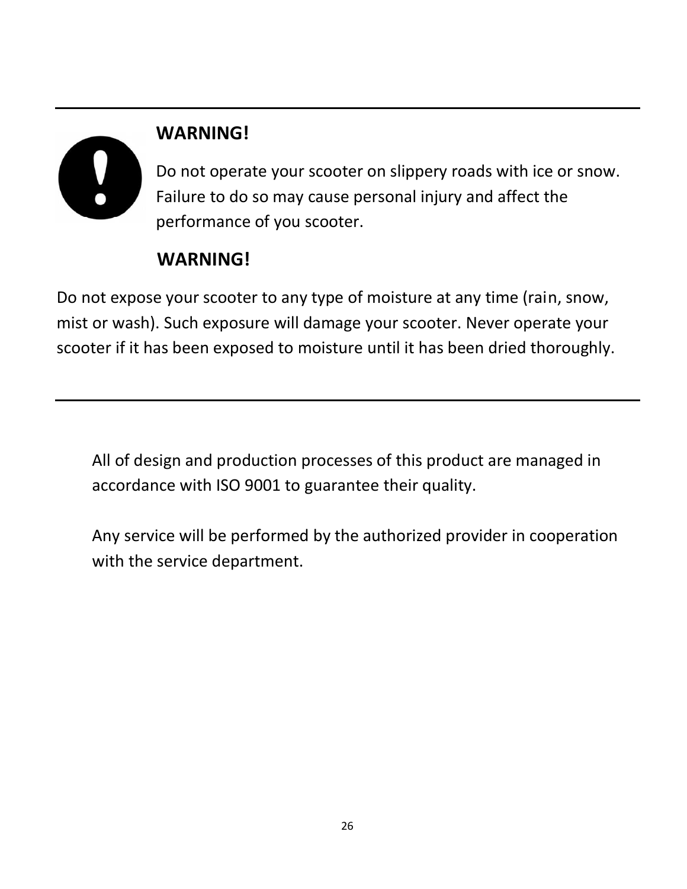**WARNING!**

Do not operate your scooter on slippery roads with ice or snow. Failure to do so may cause personal injury and affect the performance of you scooter.

**WARNING!**

Do not expose your scooter to any type of moisture at any time (rain, snow, mist or wash). Such exposure will damage your scooter. Never operate your scooter if it has been exposed to moisture until it has been dried thoroughly.

---

All of design and production processes of this product are managed in accordance with ISO 9001 to guarantee their quality.

Any service will be performed by the authorized provider in cooperation with the service department.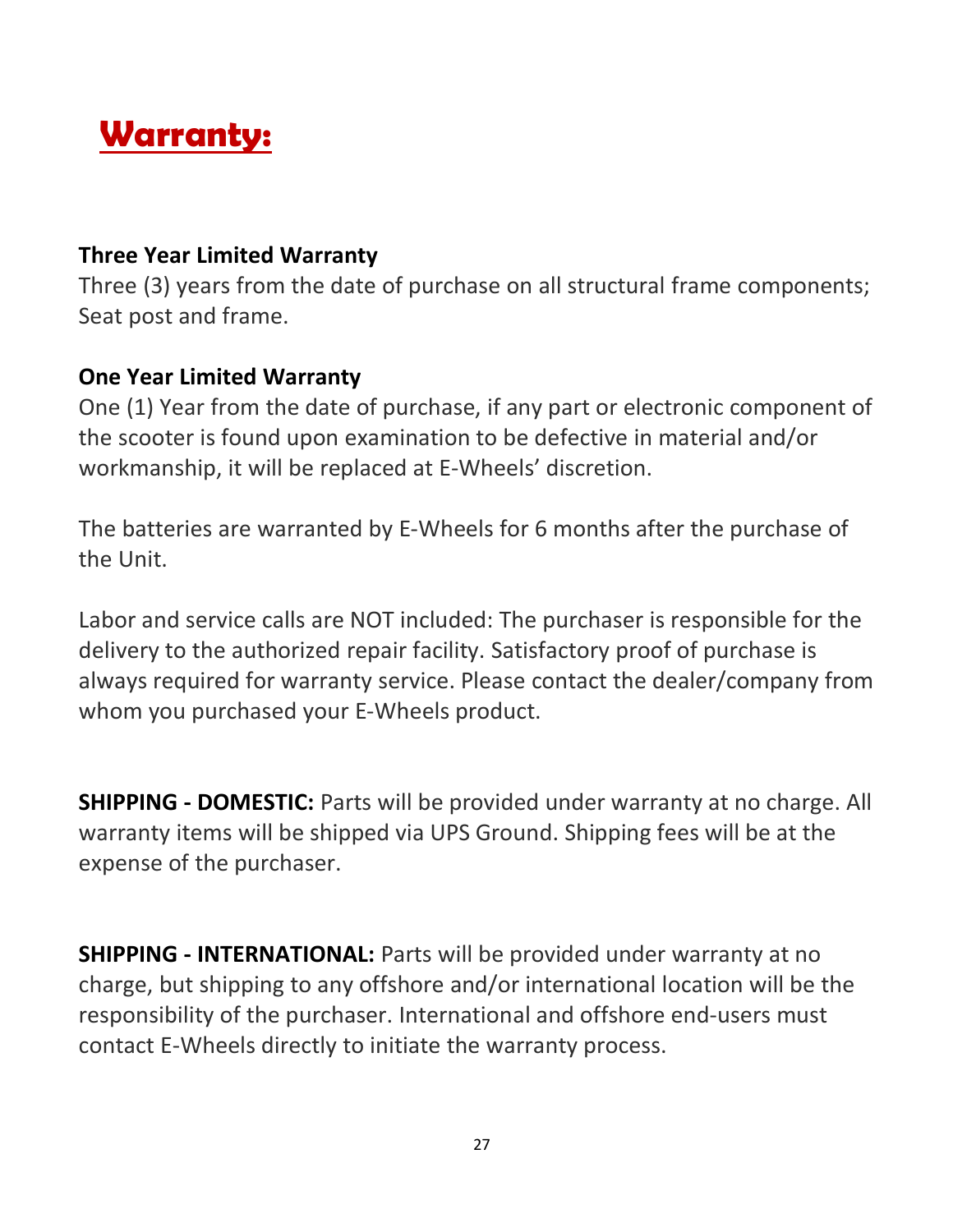# Warranty:

**Three Year Limited Warranty**
Three (3) years from the date of purchase on all structural frame components; Seat post and frame.

**One Year Limited Warranty**
One (1) Year from the date of purchase, if any part or electronic component of the scooter is found upon examination to be defective in material and/or workmanship, it will be replaced at E-Wheels' discretion.

The batteries are warranted by E-Wheels for 6 months after the purchase of the Unit.

Labor and service calls are NOT included: The purchaser is responsible for the delivery to the authorized repair facility. Satisfactory proof of purchase is always required for warranty service. Please contact the dealer/company from whom you purchased your E-Wheels product.

**SHIPPING - DOMESTIC:** Parts will be provided under warranty at no charge. All warranty items will be shipped via UPS Ground. Shipping fees will be at the expense of the purchaser.

**SHIPPING - INTERNATIONAL:** Parts will be provided under warranty at no charge, but shipping to any offshore and/or international location will be the responsibility of the purchaser. International and offshore end-users must contact E-Wheels directly to initiate the warranty process.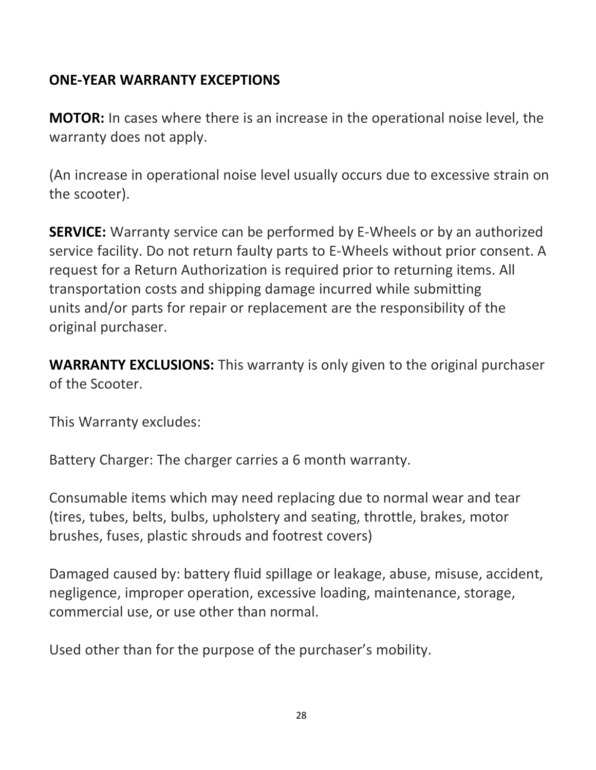## ONE-YEAR WARRANTY EXCEPTIONS

**MOTOR:** In cases where there is an increase in the operational noise level, the warranty does not apply.

(An increase in operational noise level usually occurs due to excessive strain on the scooter).

**SERVICE:** Warranty service can be performed by E-Wheels or by an authorized service facility. Do not return faulty parts to E-Wheels without prior consent. A request for a Return Authorization is required prior to returning items. All transportation costs and shipping damage incurred while submitting units and/or parts for repair or replacement are the responsibility of the original purchaser.

**WARRANTY EXCLUSIONS:** This warranty is only given to the original purchaser of the Scooter.

This Warranty excludes:

Battery Charger: The charger carries a 6 month warranty.

Consumable items which may need replacing due to normal wear and tear (tires, tubes, belts, bulbs, upholstery and seating, throttle, brakes, motor brushes, fuses, plastic shrouds and footrest covers)

Damaged caused by: battery fluid spillage or leakage, abuse, misuse, accident, negligence, improper operation, excessive loading, maintenance, storage, commercial use, or use other than normal.

Used other than for the purpose of the purchaser's mobility.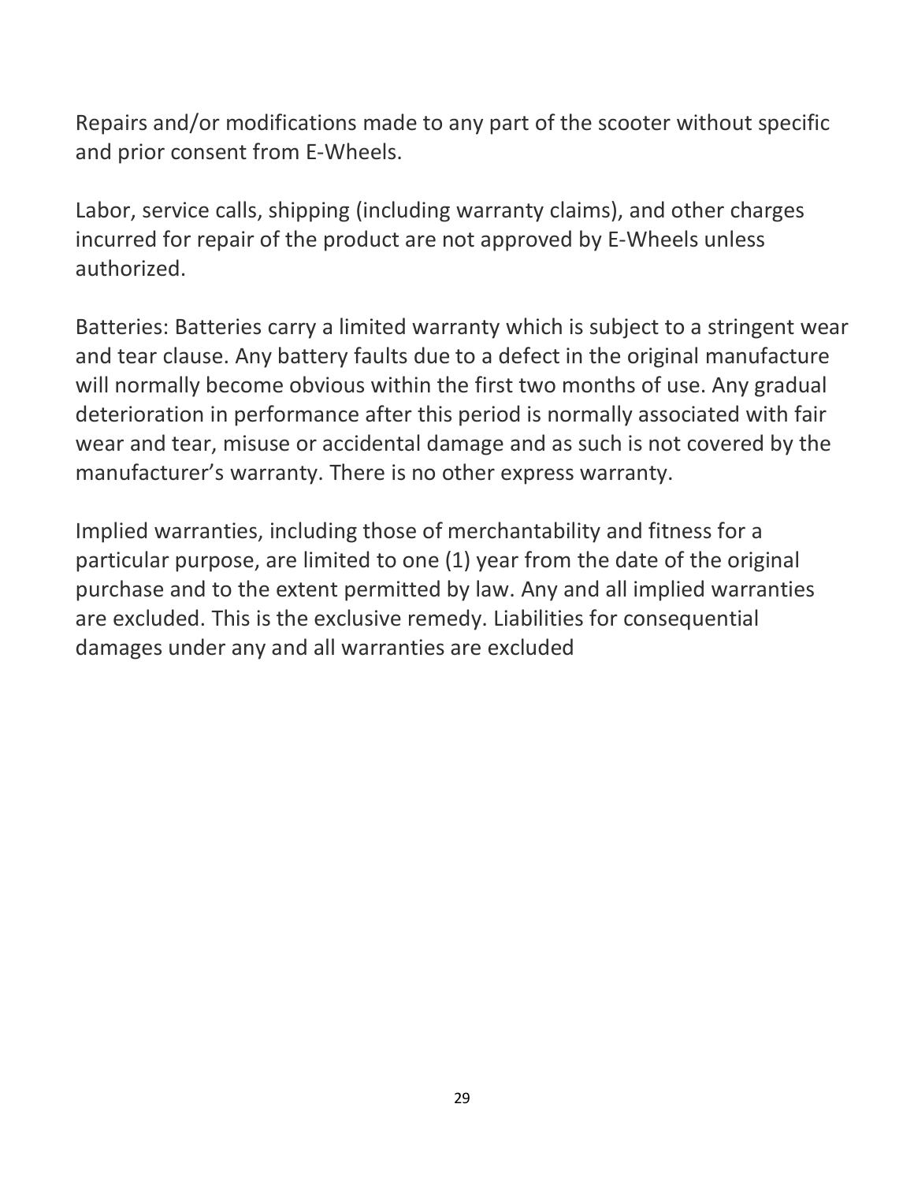Repairs and/or modifications made to any part of the scooter without specific and prior consent from E-Wheels.

Labor, service calls, shipping (including warranty claims), and other charges incurred for repair of the product are not approved by E-Wheels unless authorized.

Batteries: Batteries carry a limited warranty which is subject to a stringent wear and tear clause. Any battery faults due to a defect in the original manufacture will normally become obvious within the first two months of use. Any gradual deterioration in performance after this period is normally associated with fair wear and tear, misuse or accidental damage and as such is not covered by the manufacturer's warranty. There is no other express warranty.

Implied warranties, including those of merchantability and fitness for a particular purpose, are limited to one (1) year from the date of the original purchase and to the extent permitted by law. Any and all implied warranties are excluded. This is the exclusive remedy. Liabilities for consequential damages under any and all warranties are excluded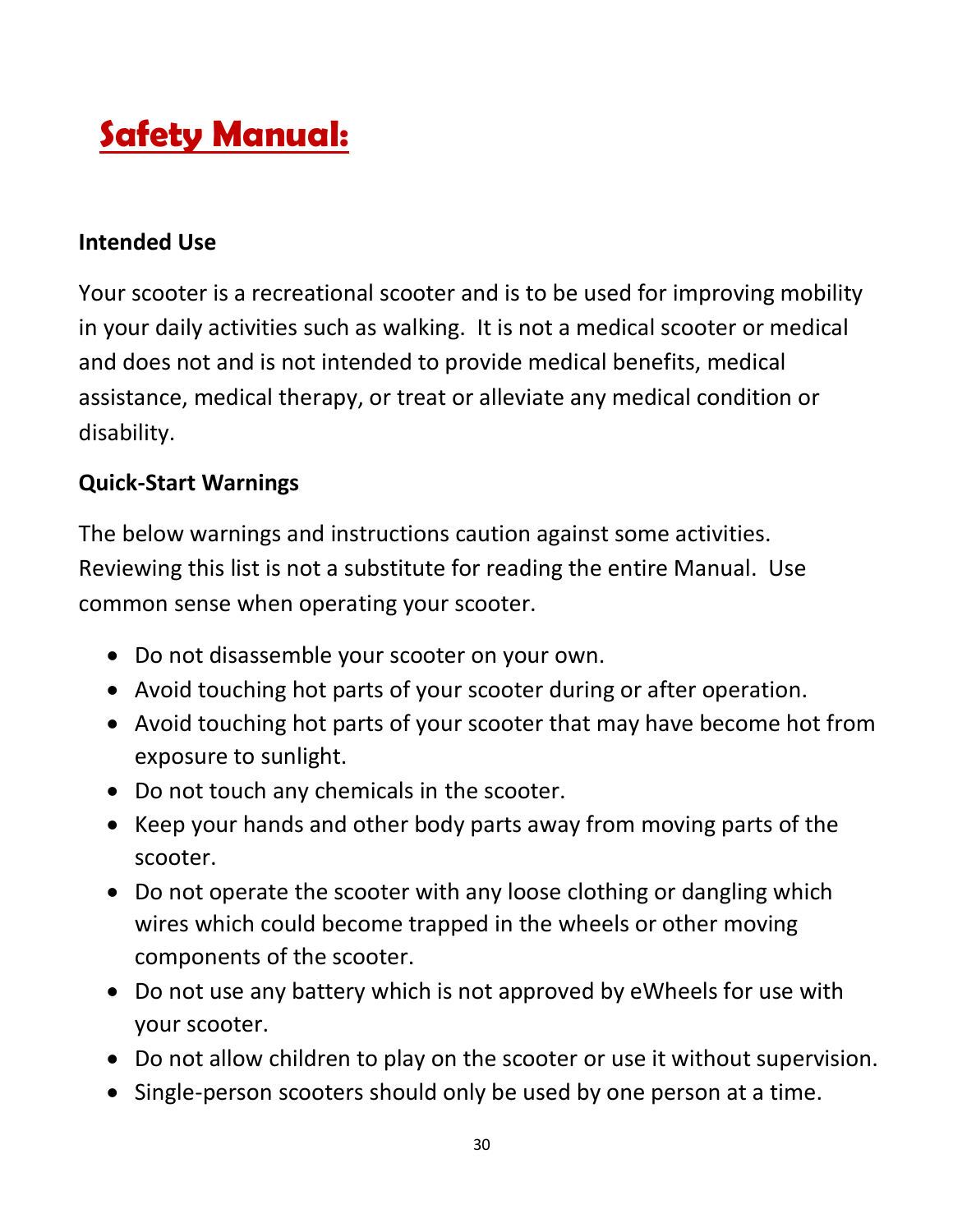# Safety Manual:

**Intended Use**

Your scooter is a recreational scooter and is to be used for improving mobility in your daily activities such as walking. It is not a medical scooter or medical and does not and is not intended to provide medical benefits, medical assistance, medical therapy, or treat or alleviate any medical condition or disability.

**Quick-Start Warnings**

The below warnings and instructions caution against some activities. Reviewing this list is not a substitute for reading the entire Manual. Use common sense when operating your scooter.

- Do not disassemble your scooter on your own.
- Avoid touching hot parts of your scooter during or after operation.
- Avoid touching hot parts of your scooter that may have become hot from exposure to sunlight.
- Do not touch any chemicals in the scooter.
- Keep your hands and other body parts away from moving parts of the scooter.
- Do not operate the scooter with any loose clothing or dangling which wires which could become trapped in the wheels or other moving components of the scooter.
- Do not use any battery which is not approved by eWheels for use with your scooter.
- Do not allow children to play on the scooter or use it without supervision.
- Single-person scooters should only be used by one person at a time.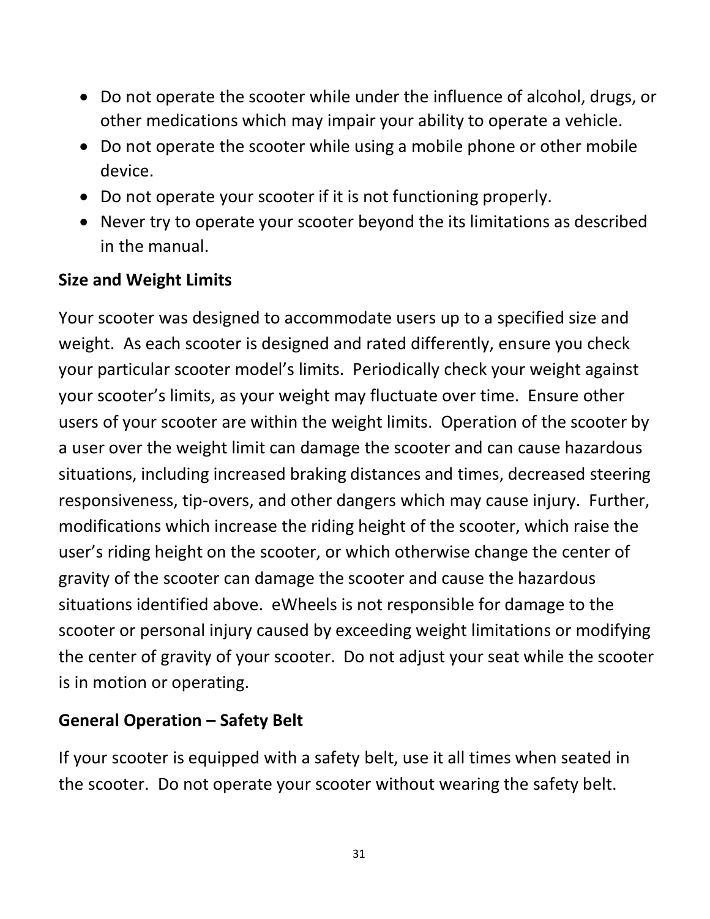- Do not operate the scooter while under the influence of alcohol, drugs, or other medications which may impair your ability to operate a vehicle.
- Do not operate the scooter while using a mobile phone or other mobile device.
- Do not operate your scooter if it is not functioning properly.
- Never try to operate your scooter beyond the its limitations as described in the manual.

**Size and Weight Limits**

Your scooter was designed to accommodate users up to a specified size and weight. As each scooter is designed and rated differently, ensure you check your particular scooter model's limits. Periodically check your weight against your scooter's limits, as your weight may fluctuate over time. Ensure other users of your scooter are within the weight limits. Operation of the scooter by a user over the weight limit can damage the scooter and can cause hazardous situations, including increased braking distances and times, decreased steering responsiveness, tip-overs, and other dangers which may cause injury. Further, modifications which increase the riding height of the scooter, which raise the user's riding height on the scooter, or which otherwise change the center of gravity of the scooter can damage the scooter and cause the hazardous situations identified above. eWheels is not responsible for damage to the scooter or personal injury caused by exceeding weight limitations or modifying the center of gravity of your scooter. Do not adjust your seat while the scooter is in motion or operating.

**General Operation – Safety Belt**

If your scooter is equipped with a safety belt, use it all times when seated in the scooter. Do not operate your scooter without wearing the safety belt.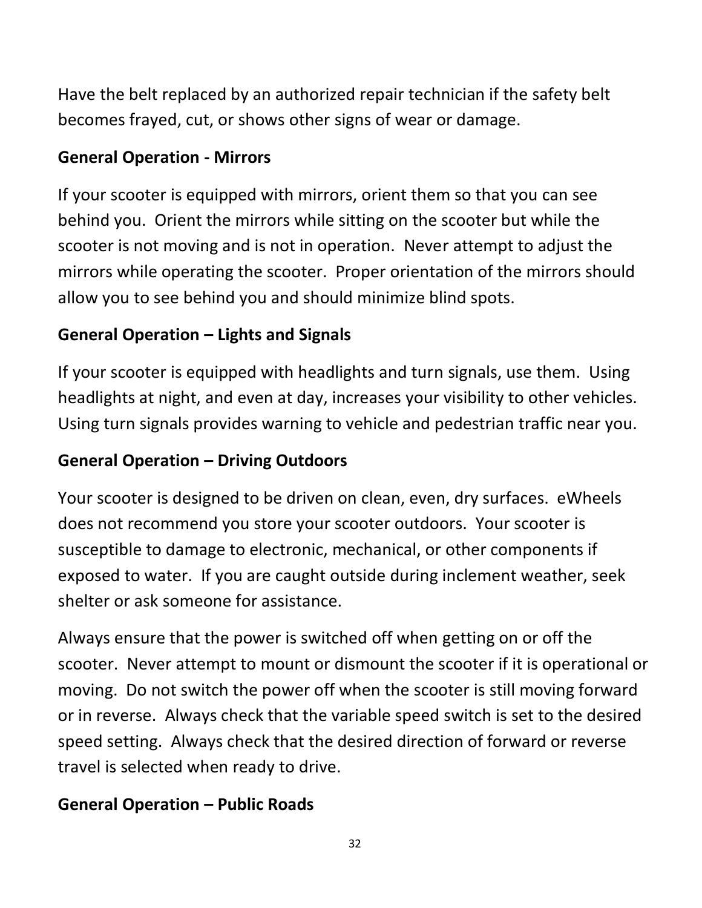Have the belt replaced by an authorized repair technician if the safety belt becomes frayed, cut, or shows other signs of wear or damage.

**General Operation - Mirrors**

If your scooter is equipped with mirrors, orient them so that you can see behind you. Orient the mirrors while sitting on the scooter but while the scooter is not moving and is not in operation. Never attempt to adjust the mirrors while operating the scooter. Proper orientation of the mirrors should allow you to see behind you and should minimize blind spots.

**General Operation – Lights and Signals**

If your scooter is equipped with headlights and turn signals, use them. Using headlights at night, and even at day, increases your visibility to other vehicles. Using turn signals provides warning to vehicle and pedestrian traffic near you.

**General Operation – Driving Outdoors**

Your scooter is designed to be driven on clean, even, dry surfaces. eWheels does not recommend you store your scooter outdoors. Your scooter is susceptible to damage to electronic, mechanical, or other components if exposed to water. If you are caught outside during inclement weather, seek shelter or ask someone for assistance.

Always ensure that the power is switched off when getting on or off the scooter. Never attempt to mount or dismount the scooter if it is operational or moving. Do not switch the power off when the scooter is still moving forward or in reverse. Always check that the variable speed switch is set to the desired speed setting. Always check that the desired direction of forward or reverse travel is selected when ready to drive.

**General Operation – Public Roads**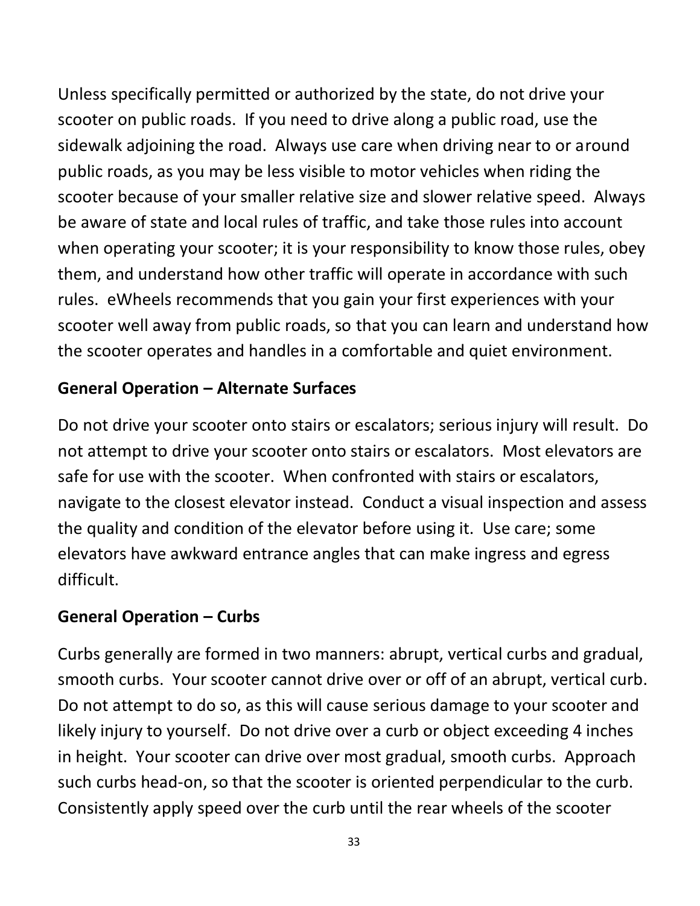Unless specifically permitted or authorized by the state, do not drive your scooter on public roads. If you need to drive along a public road, use the sidewalk adjoining the road. Always use care when driving near to or around public roads, as you may be less visible to motor vehicles when riding the scooter because of your smaller relative size and slower relative speed. Always be aware of state and local rules of traffic, and take those rules into account when operating your scooter; it is your responsibility to know those rules, obey them, and understand how other traffic will operate in accordance with such rules. eWheels recommends that you gain your first experiences with your scooter well away from public roads, so that you can learn and understand how the scooter operates and handles in a comfortable and quiet environment.

**General Operation – Alternate Surfaces**

Do not drive your scooter onto stairs or escalators; serious injury will result. Do not attempt to drive your scooter onto stairs or escalators. Most elevators are safe for use with the scooter. When confronted with stairs or escalators, navigate to the closest elevator instead. Conduct a visual inspection and assess the quality and condition of the elevator before using it. Use care; some elevators have awkward entrance angles that can make ingress and egress difficult.

**General Operation – Curbs**

Curbs generally are formed in two manners: abrupt, vertical curbs and gradual, smooth curbs. Your scooter cannot drive over or off of an abrupt, vertical curb. Do not attempt to do so, as this will cause serious damage to your scooter and likely injury to yourself. Do not drive over a curb or object exceeding 4 inches in height. Your scooter can drive over most gradual, smooth curbs. Approach such curbs head-on, so that the scooter is oriented perpendicular to the curb. Consistently apply speed over the curb until the rear wheels of the scooter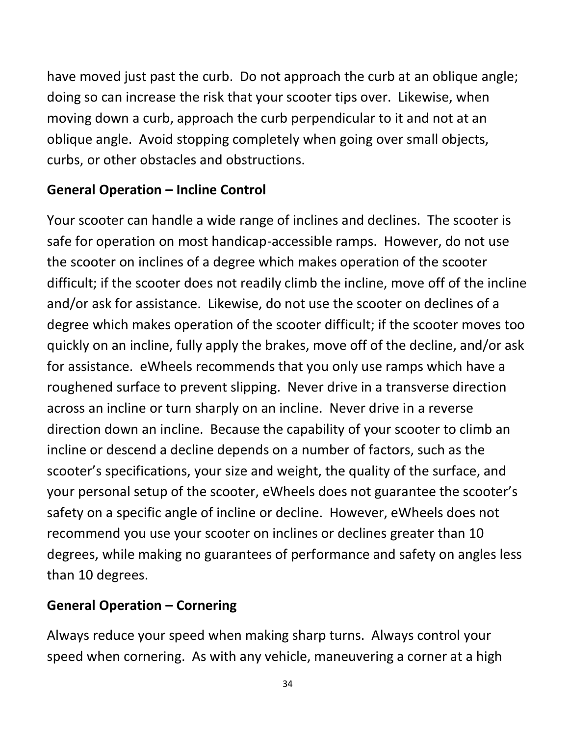have moved just past the curb. Do not approach the curb at an oblique angle; doing so can increase the risk that your scooter tips over. Likewise, when moving down a curb, approach the curb perpendicular to it and not at an oblique angle. Avoid stopping completely when going over small objects, curbs, or other obstacles and obstructions.

**General Operation – Incline Control**

Your scooter can handle a wide range of inclines and declines. The scooter is safe for operation on most handicap-accessible ramps. However, do not use the scooter on inclines of a degree which makes operation of the scooter difficult; if the scooter does not readily climb the incline, move off of the incline and/or ask for assistance. Likewise, do not use the scooter on declines of a degree which makes operation of the scooter difficult; if the scooter moves too quickly on an incline, fully apply the brakes, move off of the decline, and/or ask for assistance. eWheels recommends that you only use ramps which have a roughened surface to prevent slipping. Never drive in a transverse direction across an incline or turn sharply on an incline. Never drive in a reverse direction down an incline. Because the capability of your scooter to climb an incline or descend a decline depends on a number of factors, such as the scooter's specifications, your size and weight, the quality of the surface, and your personal setup of the scooter, eWheels does not guarantee the scooter's safety on a specific angle of incline or decline. However, eWheels does not recommend you use your scooter on inclines or declines greater than 10 degrees, while making no guarantees of performance and safety on angles less than 10 degrees.

**General Operation – Cornering**

Always reduce your speed when making sharp turns. Always control your speed when cornering. As with any vehicle, maneuvering a corner at a high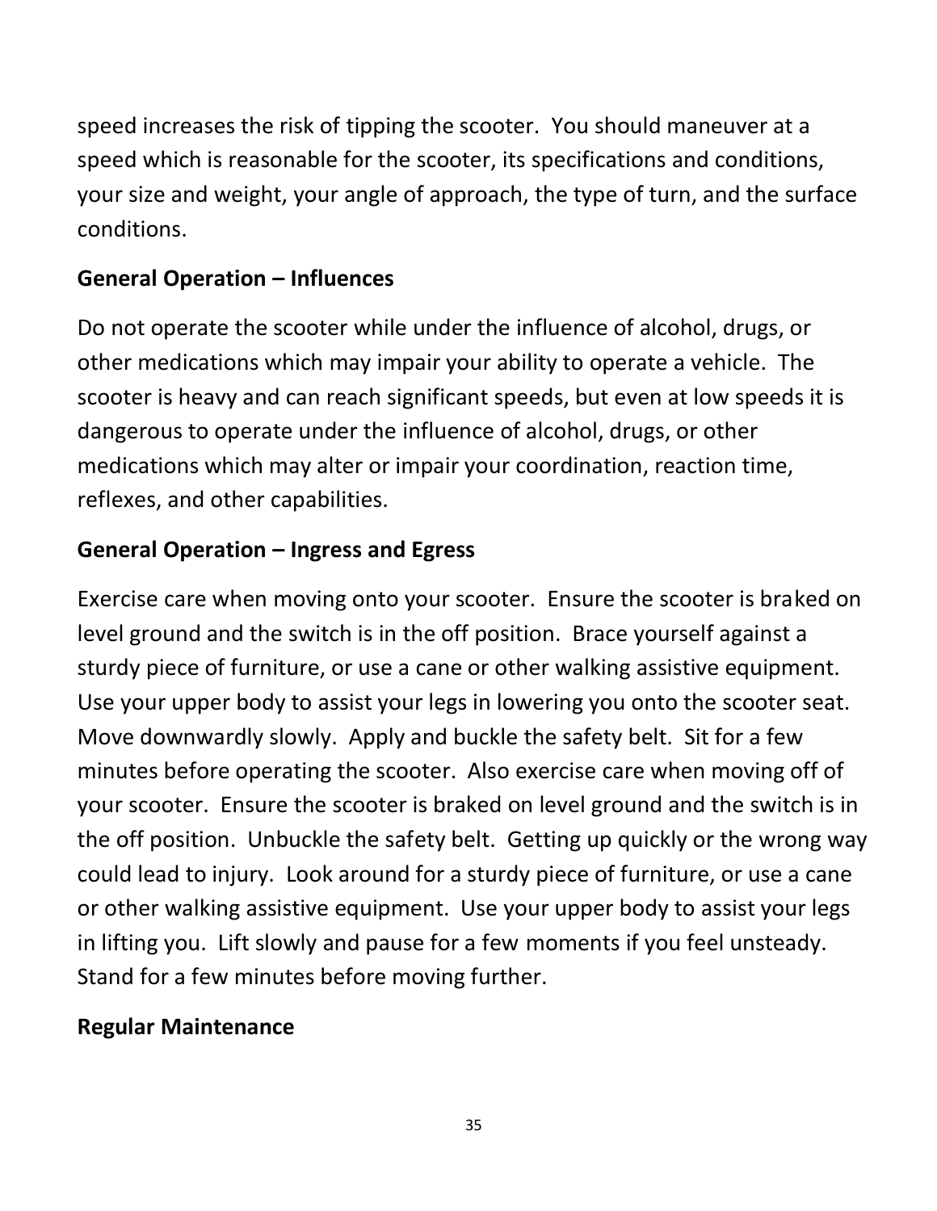speed increases the risk of tipping the scooter. You should maneuver at a speed which is reasonable for the scooter, its specifications and conditions, your size and weight, your angle of approach, the type of turn, and the surface conditions.

**General Operation – Influences**

Do not operate the scooter while under the influence of alcohol, drugs, or other medications which may impair your ability to operate a vehicle. The scooter is heavy and can reach significant speeds, but even at low speeds it is dangerous to operate under the influence of alcohol, drugs, or other medications which may alter or impair your coordination, reaction time, reflexes, and other capabilities.

**General Operation – Ingress and Egress**

Exercise care when moving onto your scooter. Ensure the scooter is braked on level ground and the switch is in the off position. Brace yourself against a sturdy piece of furniture, or use a cane or other walking assistive equipment. Use your upper body to assist your legs in lowering you onto the scooter seat. Move downwardly slowly. Apply and buckle the safety belt. Sit for a few minutes before operating the scooter. Also exercise care when moving off of your scooter. Ensure the scooter is braked on level ground and the switch is in the off position. Unbuckle the safety belt. Getting up quickly or the wrong way could lead to injury. Look around for a sturdy piece of furniture, or use a cane or other walking assistive equipment. Use your upper body to assist your legs in lifting you. Lift slowly and pause for a few moments if you feel unsteady. Stand for a few minutes before moving further.

**Regular Maintenance**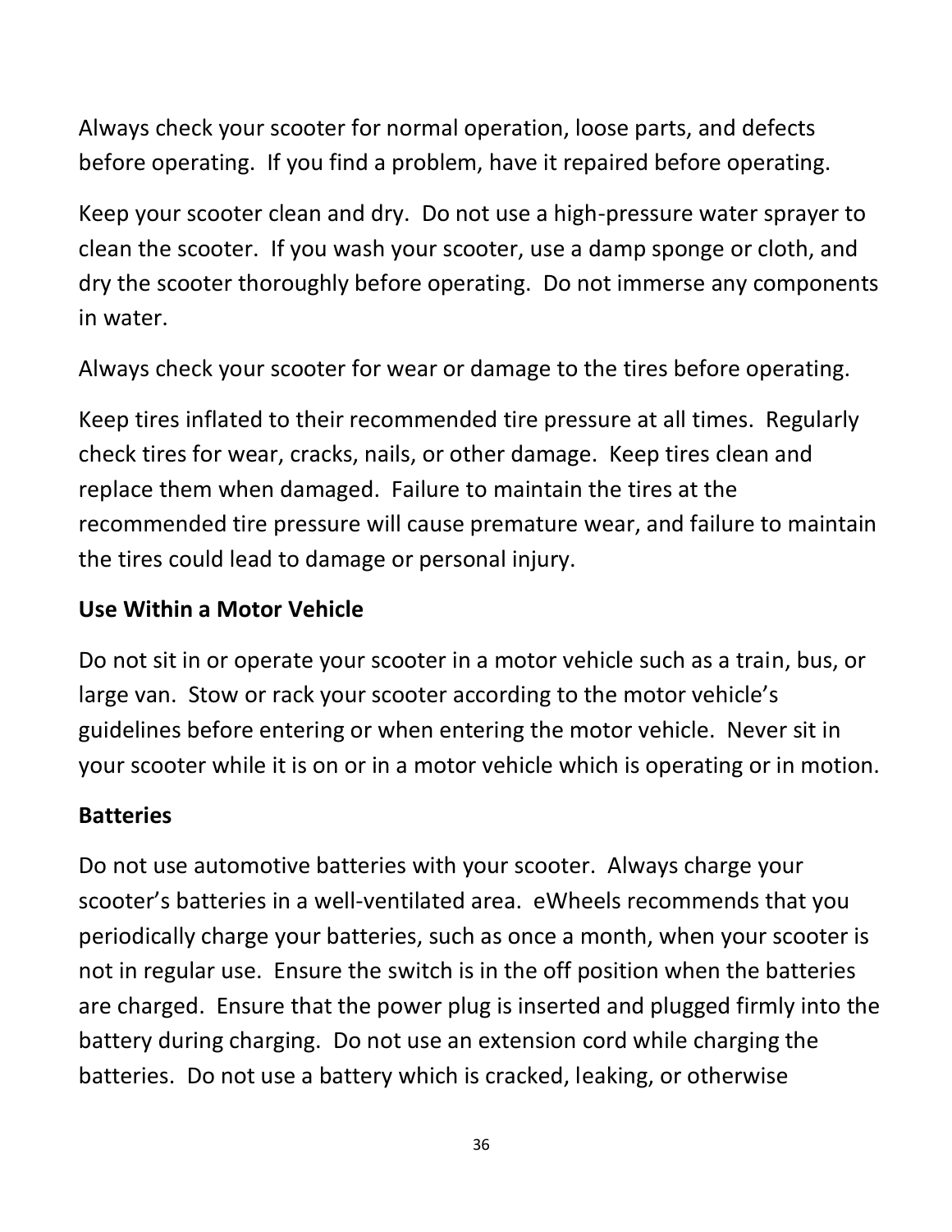Always check your scooter for normal operation, loose parts, and defects before operating. If you find a problem, have it repaired before operating.

Keep your scooter clean and dry. Do not use a high-pressure water sprayer to clean the scooter. If you wash your scooter, use a damp sponge or cloth, and dry the scooter thoroughly before operating. Do not immerse any components in water.

Always check your scooter for wear or damage to the tires before operating.

Keep tires inflated to their recommended tire pressure at all times. Regularly check tires for wear, cracks, nails, or other damage. Keep tires clean and replace them when damaged. Failure to maintain the tires at the recommended tire pressure will cause premature wear, and failure to maintain the tires could lead to damage or personal injury.

**Use Within a Motor Vehicle**

Do not sit in or operate your scooter in a motor vehicle such as a train, bus, or large van. Stow or rack your scooter according to the motor vehicle's guidelines before entering or when entering the motor vehicle. Never sit in your scooter while it is on or in a motor vehicle which is operating or in motion.

**Batteries**

Do not use automotive batteries with your scooter. Always charge your scooter's batteries in a well-ventilated area. eWheels recommends that you periodically charge your batteries, such as once a month, when your scooter is not in regular use. Ensure the switch is in the off position when the batteries are charged. Ensure that the power plug is inserted and plugged firmly into the battery during charging. Do not use an extension cord while charging the batteries. Do not use a battery which is cracked, leaking, or otherwise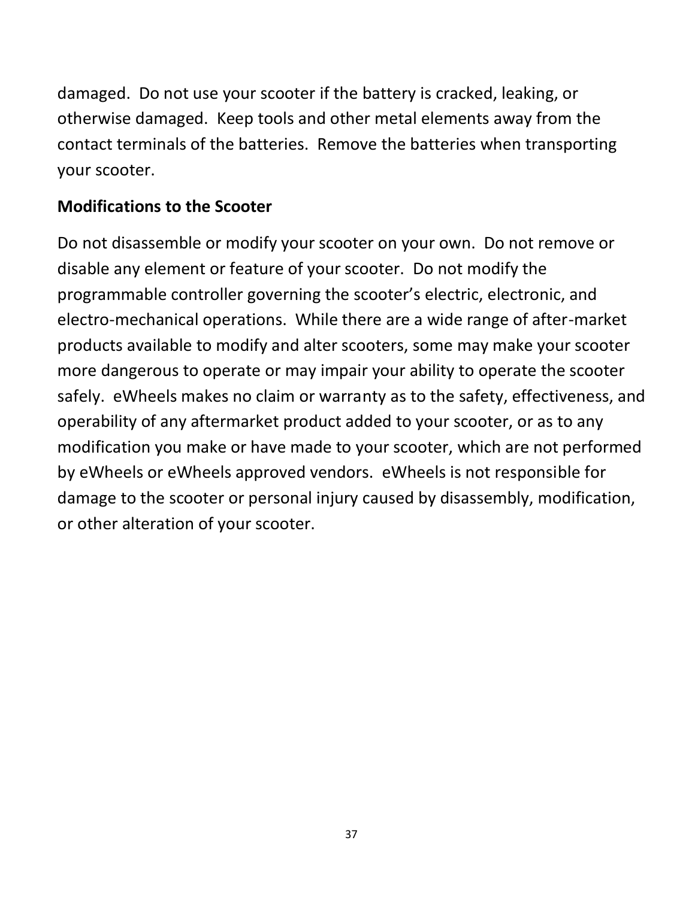damaged. Do not use your scooter if the battery is cracked, leaking, or otherwise damaged. Keep tools and other metal elements away from the contact terminals of the batteries. Remove the batteries when transporting your scooter.

### Modifications to the Scooter

Do not disassemble or modify your scooter on your own. Do not remove or disable any element or feature of your scooter. Do not modify the programmable controller governing the scooter's electric, electronic, and electro-mechanical operations. While there are a wide range of after-market products available to modify and alter scooters, some may make your scooter more dangerous to operate or may impair your ability to operate the scooter safely. eWheels makes no claim or warranty as to the safety, effectiveness, and operability of any aftermarket product added to your scooter, or as to any modification you make or have made to your scooter, which are not performed by eWheels or eWheels approved vendors. eWheels is not responsible for damage to the scooter or personal injury caused by disassembly, modification, or other alteration of your scooter.